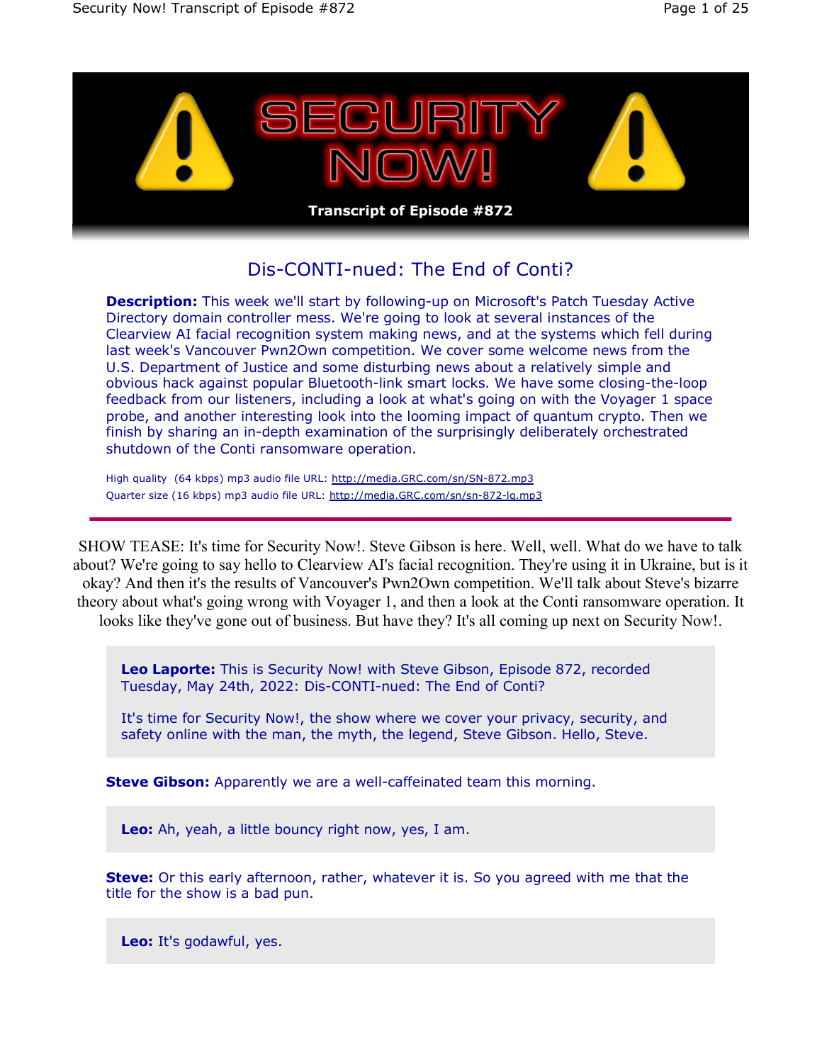# SECURITY NOW!

**Transcript of Episode #872**

## Dis-CONTI-nued: The End of Conti?

**Description:** This week we'll start by following-up on Microsoft's Patch Tuesday Active Directory domain controller mess. We're going to look at several instances of the Clearview AI facial recognition system making news, and at the systems which fell during last week's Vancouver Pwn2Own competition. We cover some welcome news from the U.S. Department of Justice and some disturbing news about a relatively simple and obvious hack against popular Bluetooth-link smart locks. We have some closing-the-loop feedback from our listeners, including a look at what's going on with the Voyager 1 space probe, and another interesting look into the looming impact of quantum crypto. Then we finish by sharing an in-depth examination of the surprisingly deliberately orchestrated shutdown of the Conti ransomware operation.

High quality (64 kbps) mp3 audio file URL: http://media.GRC.com/sn/SN-872.mp3
Quarter size (16 kbps) mp3 audio file URL: http://media.GRC.com/sn/sn-872-lq.mp3

---

SHOW TEASE: It's time for Security Now!. Steve Gibson is here. Well, well. What do we have to talk about? We're going to say hello to Clearview AI's facial recognition. They're using it in Ukraine, but is it okay? And then it's the results of Vancouver's Pwn2Own competition. We'll talk about Steve's bizarre theory about what's going wrong with Voyager 1, and then a look at the Conti ransomware operation. It looks like they've gone out of business. But have they? It's all coming up next on Security Now!.

**Leo Laporte:** This is Security Now! with Steve Gibson, Episode 872, recorded Tuesday, May 24th, 2022: Dis-CONTI-nued: The End of Conti?

It's time for Security Now!, the show where we cover your privacy, security, and safety online with the man, the myth, the legend, Steve Gibson. Hello, Steve.

**Steve Gibson:** Apparently we are a well-caffeinated team this morning.

**Leo:** Ah, yeah, a little bouncy right now, yes, I am.

**Steve:** Or this early afternoon, rather, whatever it is. So you agreed with me that the title for the show is a bad pun.

**Leo:** It's godawful, yes.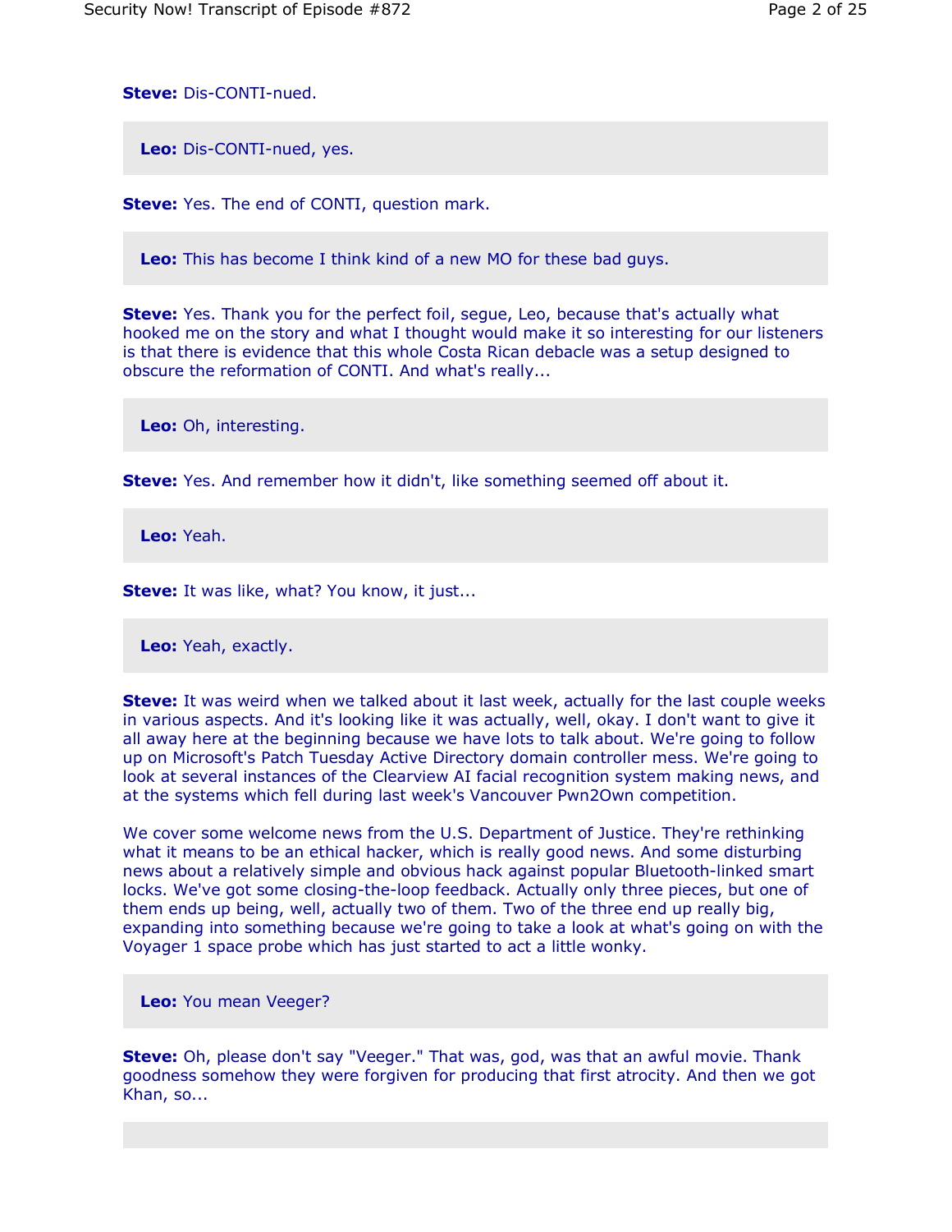**Steve:** Dis-CONTI-nued.

**Leo:** Dis-CONTI-nued, yes.

**Steve:** Yes. The end of CONTI, question mark.

**Leo:** This has become I think kind of a new MO for these bad guys.

**Steve:** Yes. Thank you for the perfect foil, segue, Leo, because that's actually what hooked me on the story and what I thought would make it so interesting for our listeners is that there is evidence that this whole Costa Rican debacle was a setup designed to obscure the reformation of CONTI. And what's really...

**Leo:** Oh, interesting.

**Steve:** Yes. And remember how it didn't, like something seemed off about it.

**Leo:** Yeah.

**Steve:** It was like, what? You know, it just...

**Leo:** Yeah, exactly.

**Steve:** It was weird when we talked about it last week, actually for the last couple weeks in various aspects. And it's looking like it was actually, well, okay. I don't want to give it all away here at the beginning because we have lots to talk about. We're going to follow up on Microsoft's Patch Tuesday Active Directory domain controller mess. We're going to look at several instances of the Clearview AI facial recognition system making news, and at the systems which fell during last week's Vancouver Pwn2Own competition.

We cover some welcome news from the U.S. Department of Justice. They're rethinking what it means to be an ethical hacker, which is really good news. And some disturbing news about a relatively simple and obvious hack against popular Bluetooth-linked smart locks. We've got some closing-the-loop feedback. Actually only three pieces, but one of them ends up being, well, actually two of them. Two of the three end up really big, expanding into something because we're going to take a look at what's going on with the Voyager 1 space probe which has just started to act a little wonky.

**Leo:** You mean Veeger?

**Steve:** Oh, please don't say "Veeger." That was, god, was that an awful movie. Thank goodness somehow they were forgiven for producing that first atrocity. And then we got Khan, so...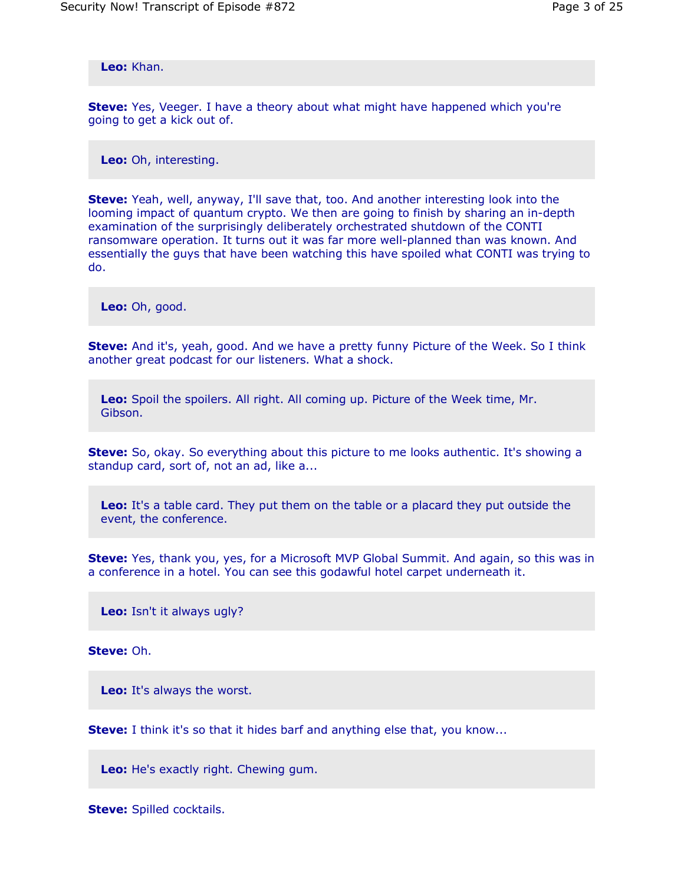**Leo:** Khan.

**Steve:** Yes, Veeger. I have a theory about what might have happened which you're going to get a kick out of.

**Leo:** Oh, interesting.

**Steve:** Yeah, well, anyway, I'll save that, too. And another interesting look into the looming impact of quantum crypto. We then are going to finish by sharing an in-depth examination of the surprisingly deliberately orchestrated shutdown of the CONTI ransomware operation. It turns out it was far more well-planned than was known. And essentially the guys that have been watching this have spoiled what CONTI was trying to do.

**Leo:** Oh, good.

**Steve:** And it's, yeah, good. And we have a pretty funny Picture of the Week. So I think another great podcast for our listeners. What a shock.

**Leo:** Spoil the spoilers. All right. All coming up. Picture of the Week time, Mr. Gibson.

**Steve:** So, okay. So everything about this picture to me looks authentic. It's showing a standup card, sort of, not an ad, like a...

**Leo:** It's a table card. They put them on the table or a placard they put outside the event, the conference.

**Steve:** Yes, thank you, yes, for a Microsoft MVP Global Summit. And again, so this was in a conference in a hotel. You can see this godawful hotel carpet underneath it.

**Leo:** Isn't it always ugly?

**Steve:** Oh.

**Leo:** It's always the worst.

**Steve:** I think it's so that it hides barf and anything else that, you know...

**Leo:** He's exactly right. Chewing gum.

**Steve:** Spilled cocktails.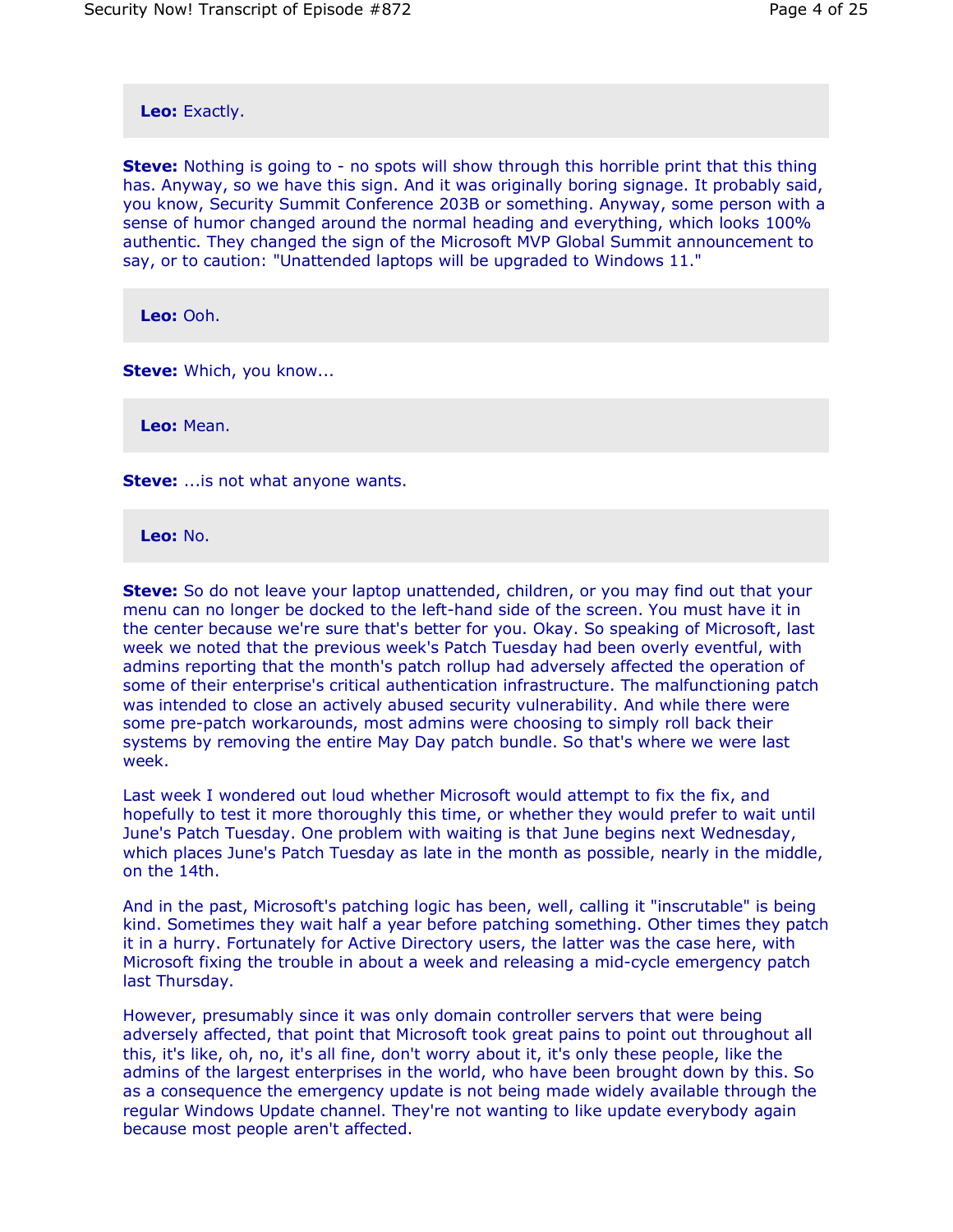**Leo:** Exactly.

**Steve:** Nothing is going to - no spots will show through this horrible print that this thing has. Anyway, so we have this sign. And it was originally boring signage. It probably said, you know, Security Summit Conference 203B or something. Anyway, some person with a sense of humor changed around the normal heading and everything, which looks 100% authentic. They changed the sign of the Microsoft MVP Global Summit announcement to say, or to caution: "Unattended laptops will be upgraded to Windows 11."

**Leo:** Ooh.

**Steve:** Which, you know...

**Leo:** Mean.

**Steve:** ...is not what anyone wants.

**Leo:** No.

**Steve:** So do not leave your laptop unattended, children, or you may find out that your menu can no longer be docked to the left-hand side of the screen. You must have it in the center because we're sure that's better for you. Okay. So speaking of Microsoft, last week we noted that the previous week's Patch Tuesday had been overly eventful, with admins reporting that the month's patch rollup had adversely affected the operation of some of their enterprise's critical authentication infrastructure. The malfunctioning patch was intended to close an actively abused security vulnerability. And while there were some pre-patch workarounds, most admins were choosing to simply roll back their systems by removing the entire May Day patch bundle. So that's where we were last week.

Last week I wondered out loud whether Microsoft would attempt to fix the fix, and hopefully to test it more thoroughly this time, or whether they would prefer to wait until June's Patch Tuesday. One problem with waiting is that June begins next Wednesday, which places June's Patch Tuesday as late in the month as possible, nearly in the middle, on the 14th.

And in the past, Microsoft's patching logic has been, well, calling it "inscrutable" is being kind. Sometimes they wait half a year before patching something. Other times they patch it in a hurry. Fortunately for Active Directory users, the latter was the case here, with Microsoft fixing the trouble in about a week and releasing a mid-cycle emergency patch last Thursday.

However, presumably since it was only domain controller servers that were being adversely affected, that point that Microsoft took great pains to point out throughout all this, it's like, oh, no, it's all fine, don't worry about it, it's only these people, like the admins of the largest enterprises in the world, who have been brought down by this. So as a consequence the emergency update is not being made widely available through the regular Windows Update channel. They're not wanting to like update everybody again because most people aren't affected.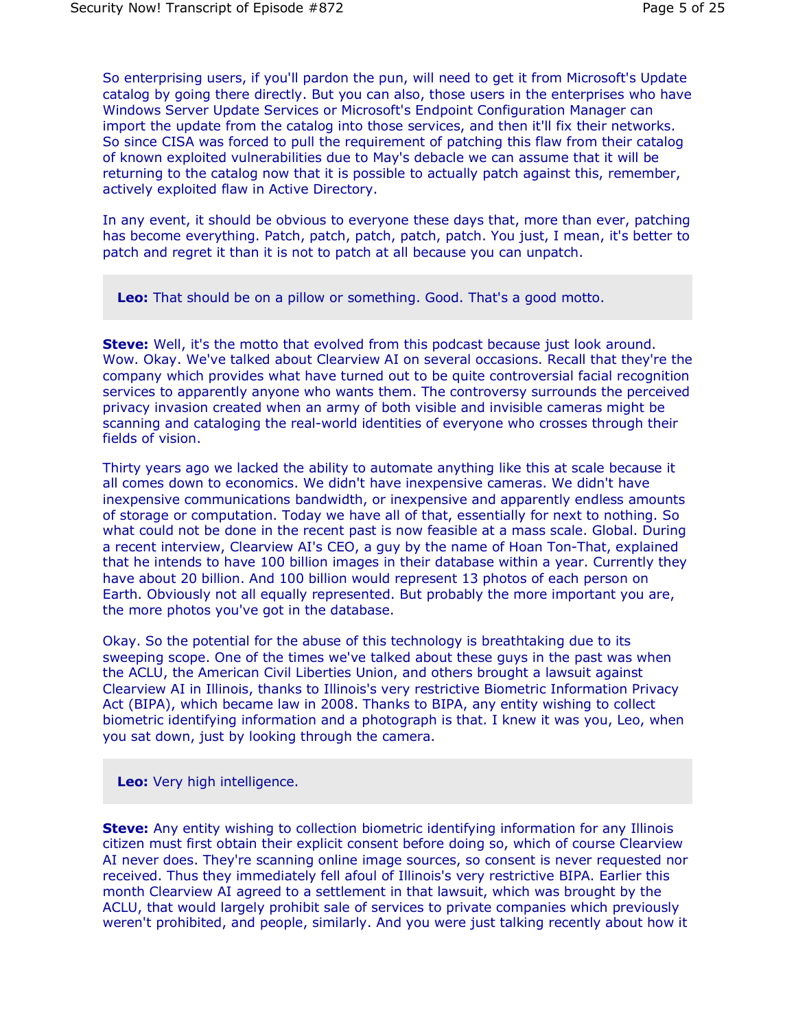So enterprising users, if you'll pardon the pun, will need to get it from Microsoft's Update catalog by going there directly. But you can also, those users in the enterprises who have Windows Server Update Services or Microsoft's Endpoint Configuration Manager can import the update from the catalog into those services, and then it'll fix their networks. So since CISA was forced to pull the requirement of patching this flaw from their catalog of known exploited vulnerabilities due to May's debacle we can assume that it will be returning to the catalog now that it is possible to actually patch against this, remember, actively exploited flaw in Active Directory.

In any event, it should be obvious to everyone these days that, more than ever, patching has become everything. Patch, patch, patch, patch, patch. You just, I mean, it's better to patch and regret it than it is not to patch at all because you can unpatch.

**Leo:** That should be on a pillow or something. Good. That's a good motto.

**Steve:** Well, it's the motto that evolved from this podcast because just look around. Wow. Okay. We've talked about Clearview AI on several occasions. Recall that they're the company which provides what have turned out to be quite controversial facial recognition services to apparently anyone who wants them. The controversy surrounds the perceived privacy invasion created when an army of both visible and invisible cameras might be scanning and cataloging the real-world identities of everyone who crosses through their fields of vision.

Thirty years ago we lacked the ability to automate anything like this at scale because it all comes down to economics. We didn't have inexpensive cameras. We didn't have inexpensive communications bandwidth, or inexpensive and apparently endless amounts of storage or computation. Today we have all of that, essentially for next to nothing. So what could not be done in the recent past is now feasible at a mass scale. Global. During a recent interview, Clearview AI's CEO, a guy by the name of Hoan Ton-That, explained that he intends to have 100 billion images in their database within a year. Currently they have about 20 billion. And 100 billion would represent 13 photos of each person on Earth. Obviously not all equally represented. But probably the more important you are, the more photos you've got in the database.

Okay. So the potential for the abuse of this technology is breathtaking due to its sweeping scope. One of the times we've talked about these guys in the past was when the ACLU, the American Civil Liberties Union, and others brought a lawsuit against Clearview AI in Illinois, thanks to Illinois's very restrictive Biometric Information Privacy Act (BIPA), which became law in 2008. Thanks to BIPA, any entity wishing to collect biometric identifying information and a photograph is that. I knew it was you, Leo, when you sat down, just by looking through the camera.

**Leo:** Very high intelligence.

**Steve:** Any entity wishing to collection biometric identifying information for any Illinois citizen must first obtain their explicit consent before doing so, which of course Clearview AI never does. They're scanning online image sources, so consent is never requested nor received. Thus they immediately fell afoul of Illinois's very restrictive BIPA. Earlier this month Clearview AI agreed to a settlement in that lawsuit, which was brought by the ACLU, that would largely prohibit sale of services to private companies which previously weren't prohibited, and people, similarly. And you were just talking recently about how it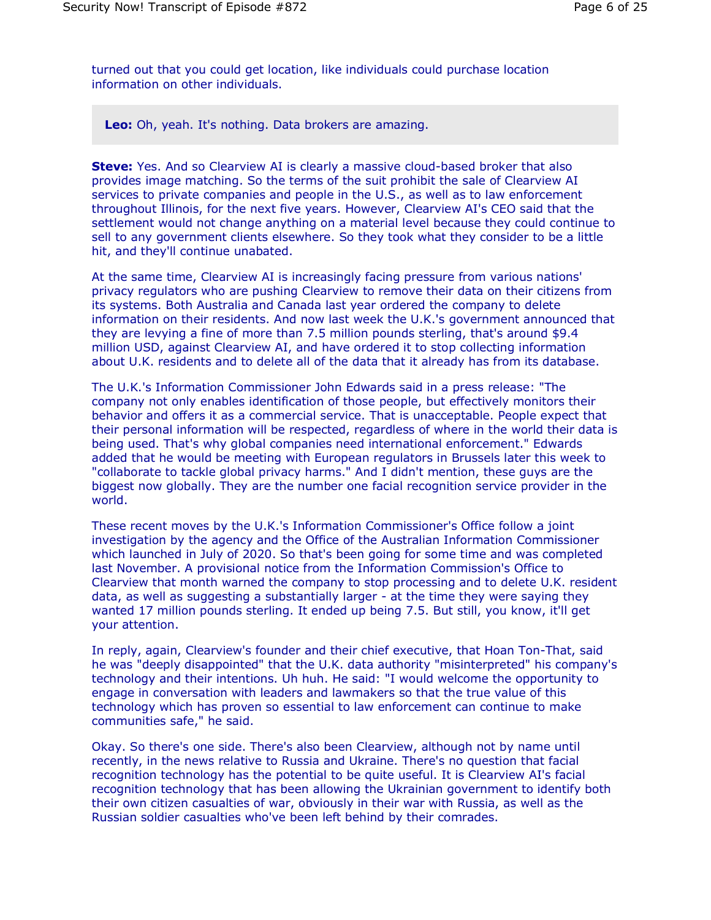turned out that you could get location, like individuals could purchase location information on other individuals.

**Leo:** Oh, yeah. It's nothing. Data brokers are amazing.

**Steve:** Yes. And so Clearview AI is clearly a massive cloud-based broker that also provides image matching. So the terms of the suit prohibit the sale of Clearview AI services to private companies and people in the U.S., as well as to law enforcement throughout Illinois, for the next five years. However, Clearview AI's CEO said that the settlement would not change anything on a material level because they could continue to sell to any government clients elsewhere. So they took what they consider to be a little hit, and they'll continue unabated.

At the same time, Clearview AI is increasingly facing pressure from various nations' privacy regulators who are pushing Clearview to remove their data on their citizens from its systems. Both Australia and Canada last year ordered the company to delete information on their residents. And now last week the U.K.'s government announced that they are levying a fine of more than 7.5 million pounds sterling, that's around $9.4 million USD, against Clearview AI, and have ordered it to stop collecting information about U.K. residents and to delete all of the data that it already has from its database.

The U.K.'s Information Commissioner John Edwards said in a press release: "The company not only enables identification of those people, but effectively monitors their behavior and offers it as a commercial service. That is unacceptable. People expect that their personal information will be respected, regardless of where in the world their data is being used. That's why global companies need international enforcement." Edwards added that he would be meeting with European regulators in Brussels later this week to "collaborate to tackle global privacy harms." And I didn't mention, these guys are the biggest now globally. They are the number one facial recognition service provider in the world.

These recent moves by the U.K.'s Information Commissioner's Office follow a joint investigation by the agency and the Office of the Australian Information Commissioner which launched in July of 2020. So that's been going for some time and was completed last November. A provisional notice from the Information Commission's Office to Clearview that month warned the company to stop processing and to delete U.K. resident data, as well as suggesting a substantially larger - at the time they were saying they wanted 17 million pounds sterling. It ended up being 7.5. But still, you know, it'll get your attention.

In reply, again, Clearview's founder and their chief executive, that Hoan Ton-That, said he was "deeply disappointed" that the U.K. data authority "misinterpreted" his company's technology and their intentions. Uh huh. He said: "I would welcome the opportunity to engage in conversation with leaders and lawmakers so that the true value of this technology which has proven so essential to law enforcement can continue to make communities safe," he said.

Okay. So there's one side. There's also been Clearview, although not by name until recently, in the news relative to Russia and Ukraine. There's no question that facial recognition technology has the potential to be quite useful. It is Clearview AI's facial recognition technology that has been allowing the Ukrainian government to identify both their own citizen casualties of war, obviously in their war with Russia, as well as the Russian soldier casualties who've been left behind by their comrades.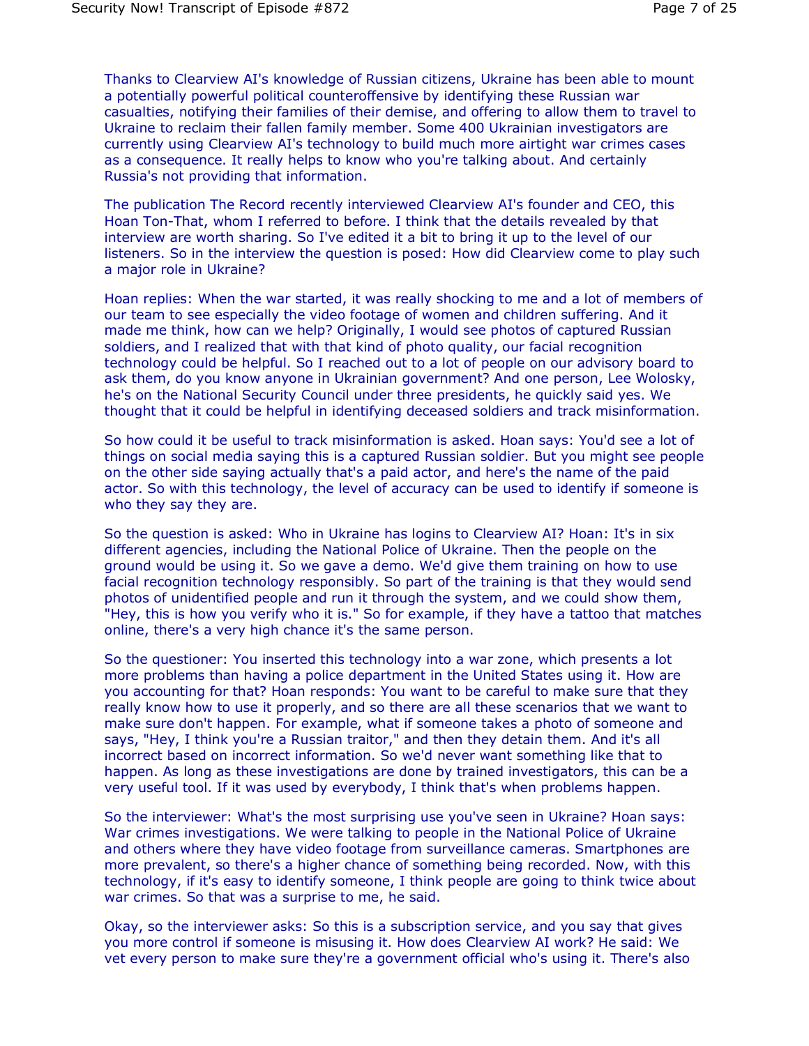Thanks to Clearview AI's knowledge of Russian citizens, Ukraine has been able to mount a potentially powerful political counteroffensive by identifying these Russian war casualties, notifying their families of their demise, and offering to allow them to travel to Ukraine to reclaim their fallen family member. Some 400 Ukrainian investigators are currently using Clearview AI's technology to build much more airtight war crimes cases as a consequence. It really helps to know who you're talking about. And certainly Russia's not providing that information.

The publication The Record recently interviewed Clearview AI's founder and CEO, this Hoan Ton-That, whom I referred to before. I think that the details revealed by that interview are worth sharing. So I've edited it a bit to bring it up to the level of our listeners. So in the interview the question is posed: How did Clearview come to play such a major role in Ukraine?

Hoan replies: When the war started, it was really shocking to me and a lot of members of our team to see especially the video footage of women and children suffering. And it made me think, how can we help? Originally, I would see photos of captured Russian soldiers, and I realized that with that kind of photo quality, our facial recognition technology could be helpful. So I reached out to a lot of people on our advisory board to ask them, do you know anyone in Ukrainian government? And one person, Lee Wolosky, he's on the National Security Council under three presidents, he quickly said yes. We thought that it could be helpful in identifying deceased soldiers and track misinformation.

So how could it be useful to track misinformation is asked. Hoan says: You'd see a lot of things on social media saying this is a captured Russian soldier. But you might see people on the other side saying actually that's a paid actor, and here's the name of the paid actor. So with this technology, the level of accuracy can be used to identify if someone is who they say they are.

So the question is asked: Who in Ukraine has logins to Clearview AI? Hoan: It's in six different agencies, including the National Police of Ukraine. Then the people on the ground would be using it. So we gave a demo. We'd give them training on how to use facial recognition technology responsibly. So part of the training is that they would send photos of unidentified people and run it through the system, and we could show them, "Hey, this is how you verify who it is." So for example, if they have a tattoo that matches online, there's a very high chance it's the same person.

So the questioner: You inserted this technology into a war zone, which presents a lot more problems than having a police department in the United States using it. How are you accounting for that? Hoan responds: You want to be careful to make sure that they really know how to use it properly, and so there are all these scenarios that we want to make sure don't happen. For example, what if someone takes a photo of someone and says, "Hey, I think you're a Russian traitor," and then they detain them. And it's all incorrect based on incorrect information. So we'd never want something like that to happen. As long as these investigations are done by trained investigators, this can be a very useful tool. If it was used by everybody, I think that's when problems happen.

So the interviewer: What's the most surprising use you've seen in Ukraine? Hoan says: War crimes investigations. We were talking to people in the National Police of Ukraine and others where they have video footage from surveillance cameras. Smartphones are more prevalent, so there's a higher chance of something being recorded. Now, with this technology, if it's easy to identify someone, I think people are going to think twice about war crimes. So that was a surprise to me, he said.

Okay, so the interviewer asks: So this is a subscription service, and you say that gives you more control if someone is misusing it. How does Clearview AI work? He said: We vet every person to make sure they're a government official who's using it. There's also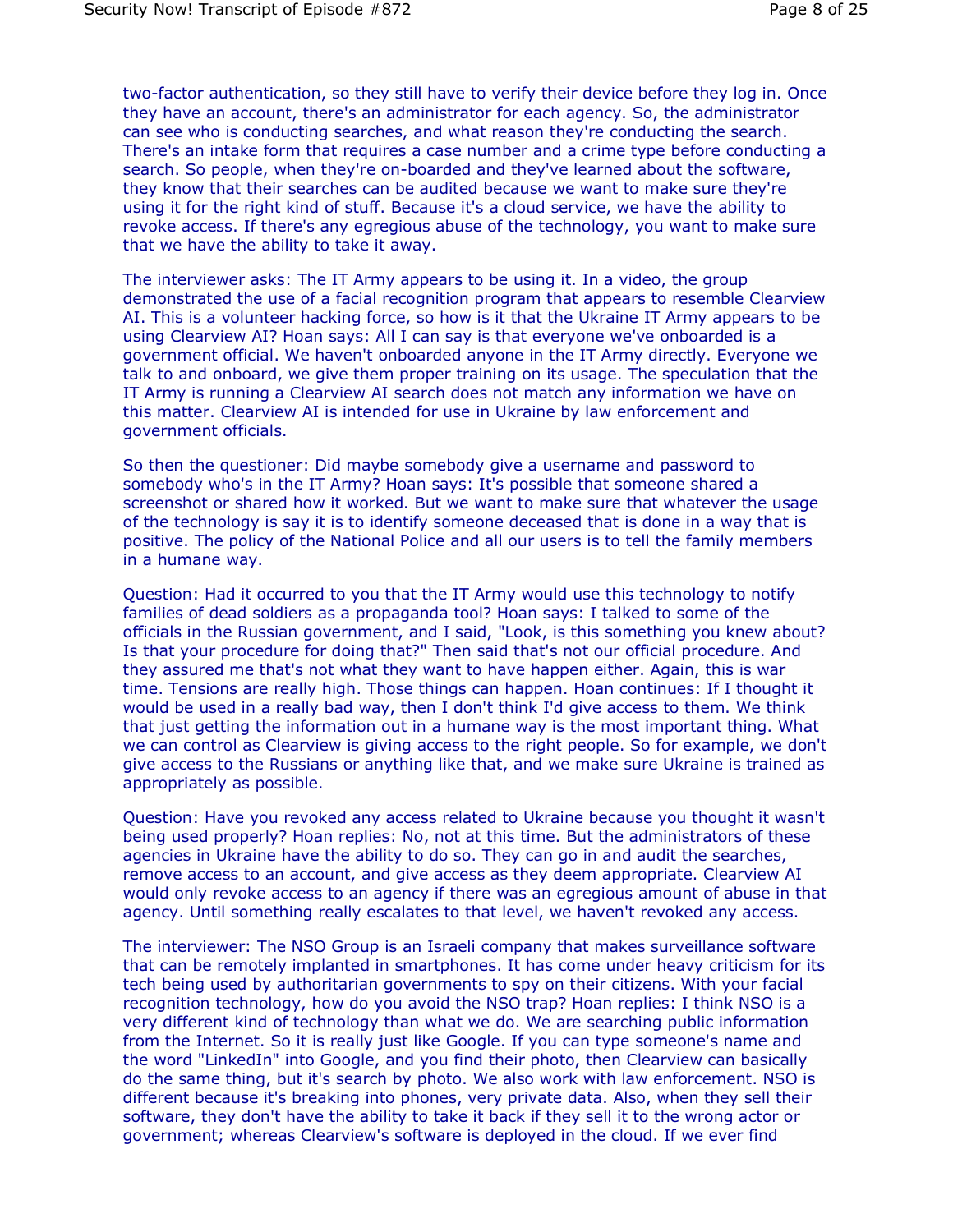two-factor authentication, so they still have to verify their device before they log in. Once they have an account, there's an administrator for each agency. So, the administrator can see who is conducting searches, and what reason they're conducting the search. There's an intake form that requires a case number and a crime type before conducting a search. So people, when they're on-boarded and they've learned about the software, they know that their searches can be audited because we want to make sure they're using it for the right kind of stuff. Because it's a cloud service, we have the ability to revoke access. If there's any egregious abuse of the technology, you want to make sure that we have the ability to take it away.

The interviewer asks: The IT Army appears to be using it. In a video, the group demonstrated the use of a facial recognition program that appears to resemble Clearview AI. This is a volunteer hacking force, so how is it that the Ukraine IT Army appears to be using Clearview AI? Hoan says: All I can say is that everyone we've onboarded is a government official. We haven't onboarded anyone in the IT Army directly. Everyone we talk to and onboard, we give them proper training on its usage. The speculation that the IT Army is running a Clearview AI search does not match any information we have on this matter. Clearview AI is intended for use in Ukraine by law enforcement and government officials.

So then the questioner: Did maybe somebody give a username and password to somebody who's in the IT Army? Hoan says: It's possible that someone shared a screenshot or shared how it worked. But we want to make sure that whatever the usage of the technology is say it is to identify someone deceased that is done in a way that is positive. The policy of the National Police and all our users is to tell the family members in a humane way.

Question: Had it occurred to you that the IT Army would use this technology to notify families of dead soldiers as a propaganda tool? Hoan says: I talked to some of the officials in the Russian government, and I said, "Look, is this something you knew about? Is that your procedure for doing that?" Then said that's not our official procedure. And they assured me that's not what they want to have happen either. Again, this is war time. Tensions are really high. Those things can happen. Hoan continues: If I thought it would be used in a really bad way, then I don't think I'd give access to them. We think that just getting the information out in a humane way is the most important thing. What we can control as Clearview is giving access to the right people. So for example, we don't give access to the Russians or anything like that, and we make sure Ukraine is trained as appropriately as possible.

Question: Have you revoked any access related to Ukraine because you thought it wasn't being used properly? Hoan replies: No, not at this time. But the administrators of these agencies in Ukraine have the ability to do so. They can go in and audit the searches, remove access to an account, and give access as they deem appropriate. Clearview AI would only revoke access to an agency if there was an egregious amount of abuse in that agency. Until something really escalates to that level, we haven't revoked any access.

The interviewer: The NSO Group is an Israeli company that makes surveillance software that can be remotely implanted in smartphones. It has come under heavy criticism for its tech being used by authoritarian governments to spy on their citizens. With your facial recognition technology, how do you avoid the NSO trap? Hoan replies: I think NSO is a very different kind of technology than what we do. We are searching public information from the Internet. So it is really just like Google. If you can type someone's name and the word "LinkedIn" into Google, and you find their photo, then Clearview can basically do the same thing, but it's search by photo. We also work with law enforcement. NSO is different because it's breaking into phones, very private data. Also, when they sell their software, they don't have the ability to take it back if they sell it to the wrong actor or government; whereas Clearview's software is deployed in the cloud. If we ever find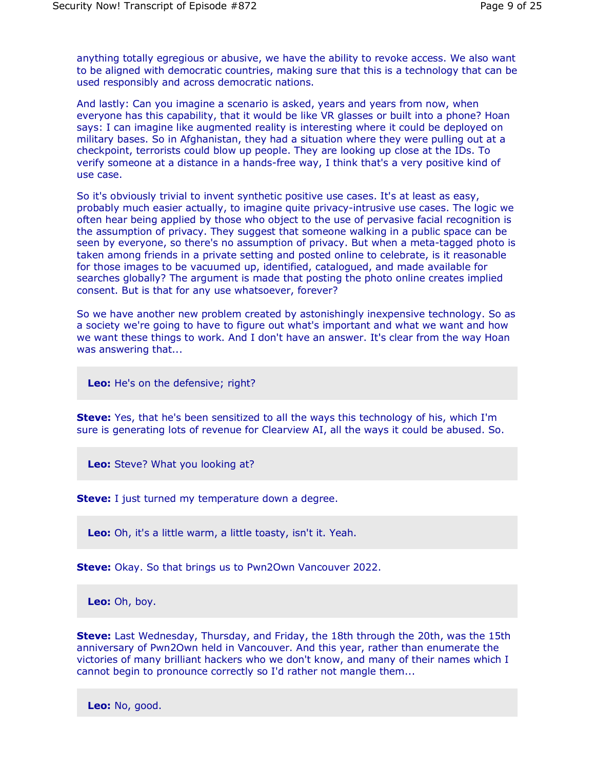anything totally egregious or abusive, we have the ability to revoke access. We also want to be aligned with democratic countries, making sure that this is a technology that can be used responsibly and across democratic nations.

And lastly: Can you imagine a scenario is asked, years and years from now, when everyone has this capability, that it would be like VR glasses or built into a phone? Hoan says: I can imagine like augmented reality is interesting where it could be deployed on military bases. So in Afghanistan, they had a situation where they were pulling out at a checkpoint, terrorists could blow up people. They are looking up close at the IDs. To verify someone at a distance in a hands-free way, I think that's a very positive kind of use case.

So it's obviously trivial to invent synthetic positive use cases. It's at least as easy, probably much easier actually, to imagine quite privacy-intrusive use cases. The logic we often hear being applied by those who object to the use of pervasive facial recognition is the assumption of privacy. They suggest that someone walking in a public space can be seen by everyone, so there's no assumption of privacy. But when a meta-tagged photo is taken among friends in a private setting and posted online to celebrate, is it reasonable for those images to be vacuumed up, identified, catalogued, and made available for searches globally? The argument is made that posting the photo online creates implied consent. But is that for any use whatsoever, forever?

So we have another new problem created by astonishingly inexpensive technology. So as a society we're going to have to figure out what's important and what we want and how we want these things to work. And I don't have an answer. It's clear from the way Hoan was answering that...

**Leo:** He's on the defensive; right?

**Steve:** Yes, that he's been sensitized to all the ways this technology of his, which I'm sure is generating lots of revenue for Clearview AI, all the ways it could be abused. So.

**Leo:** Steve? What you looking at?

**Steve:** I just turned my temperature down a degree.

**Leo:** Oh, it's a little warm, a little toasty, isn't it. Yeah.

**Steve:** Okay. So that brings us to Pwn2Own Vancouver 2022.

**Leo:** Oh, boy.

**Steve:** Last Wednesday, Thursday, and Friday, the 18th through the 20th, was the 15th anniversary of Pwn2Own held in Vancouver. And this year, rather than enumerate the victories of many brilliant hackers who we don't know, and many of their names which I cannot begin to pronounce correctly so I'd rather not mangle them...

**Leo:** No, good.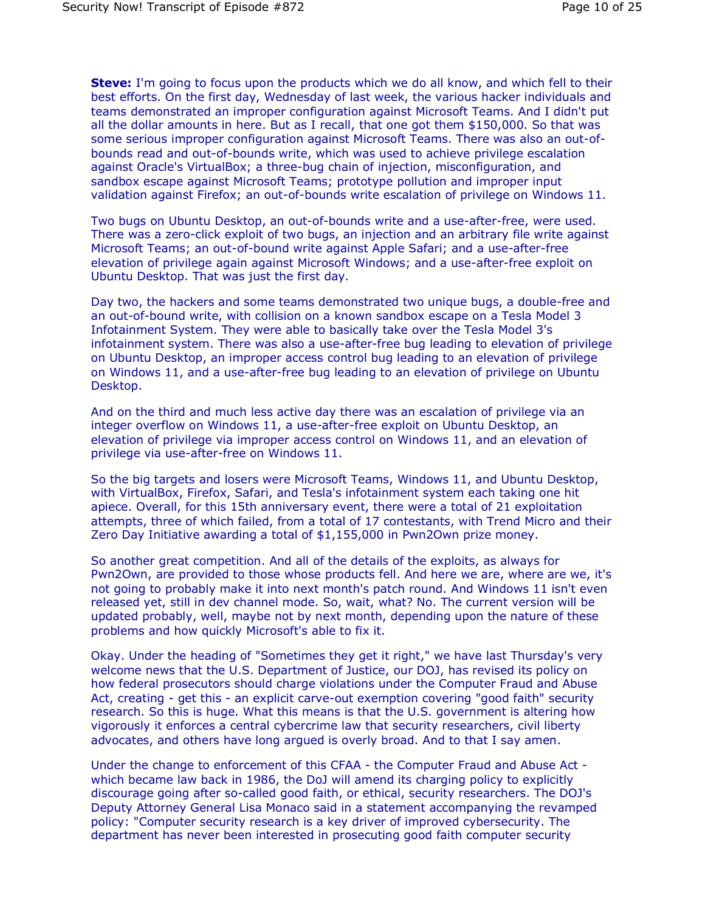**Steve:** I'm going to focus upon the products which we do all know, and which fell to their best efforts. On the first day, Wednesday of last week, the various hacker individuals and teams demonstrated an improper configuration against Microsoft Teams. And I didn't put all the dollar amounts in here. But as I recall, that one got them $150,000. So that was some serious improper configuration against Microsoft Teams. There was also an out-of-bounds read and out-of-bounds write, which was used to achieve privilege escalation against Oracle's VirtualBox; a three-bug chain of injection, misconfiguration, and sandbox escape against Microsoft Teams; prototype pollution and improper input validation against Firefox; an out-of-bounds write escalation of privilege on Windows 11.

Two bugs on Ubuntu Desktop, an out-of-bounds write and a use-after-free, were used. There was a zero-click exploit of two bugs, an injection and an arbitrary file write against Microsoft Teams; an out-of-bound write against Apple Safari; and a use-after-free elevation of privilege again against Microsoft Windows; and a use-after-free exploit on Ubuntu Desktop. That was just the first day.

Day two, the hackers and some teams demonstrated two unique bugs, a double-free and an out-of-bound write, with collision on a known sandbox escape on a Tesla Model 3 Infotainment System. They were able to basically take over the Tesla Model 3's infotainment system. There was also a use-after-free bug leading to elevation of privilege on Ubuntu Desktop, an improper access control bug leading to an elevation of privilege on Windows 11, and a use-after-free bug leading to an elevation of privilege on Ubuntu Desktop.

And on the third and much less active day there was an escalation of privilege via an integer overflow on Windows 11, a use-after-free exploit on Ubuntu Desktop, an elevation of privilege via improper access control on Windows 11, and an elevation of privilege via use-after-free on Windows 11.

So the big targets and losers were Microsoft Teams, Windows 11, and Ubuntu Desktop, with VirtualBox, Firefox, Safari, and Tesla's infotainment system each taking one hit apiece. Overall, for this 15th anniversary event, there were a total of 21 exploitation attempts, three of which failed, from a total of 17 contestants, with Trend Micro and their Zero Day Initiative awarding a total of $1,155,000 in Pwn2Own prize money.

So another great competition. And all of the details of the exploits, as always for Pwn2Own, are provided to those whose products fell. And here we are, where are we, it's not going to probably make it into next month's patch round. And Windows 11 isn't even released yet, still in dev channel mode. So, wait, what? No. The current version will be updated probably, well, maybe not by next month, depending upon the nature of these problems and how quickly Microsoft's able to fix it.

Okay. Under the heading of "Sometimes they get it right," we have last Thursday's very welcome news that the U.S. Department of Justice, our DOJ, has revised its policy on how federal prosecutors should charge violations under the Computer Fraud and Abuse Act, creating - get this - an explicit carve-out exemption covering "good faith" security research. So this is huge. What this means is that the U.S. government is altering how vigorously it enforces a central cybercrime law that security researchers, civil liberty advocates, and others have long argued is overly broad. And to that I say amen.

Under the change to enforcement of this CFAA - the Computer Fraud and Abuse Act - which became law back in 1986, the DoJ will amend its charging policy to explicitly discourage going after so-called good faith, or ethical, security researchers. The DOJ's Deputy Attorney General Lisa Monaco said in a statement accompanying the revamped policy: "Computer security research is a key driver of improved cybersecurity. The department has never been interested in prosecuting good faith computer security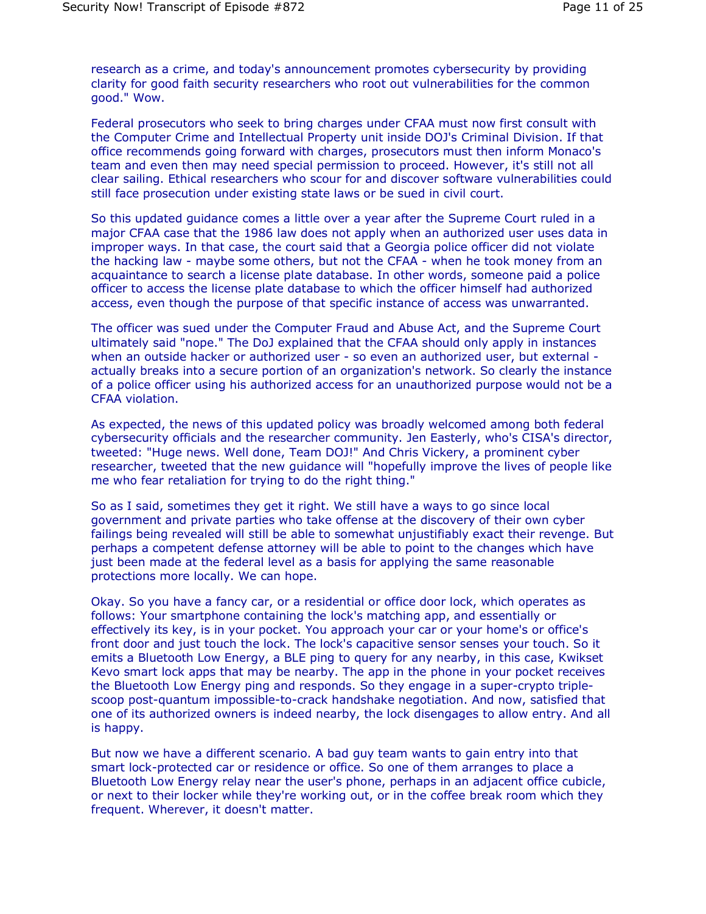research as a crime, and today's announcement promotes cybersecurity by providing clarity for good faith security researchers who root out vulnerabilities for the common good." Wow.

Federal prosecutors who seek to bring charges under CFAA must now first consult with the Computer Crime and Intellectual Property unit inside DOJ's Criminal Division. If that office recommends going forward with charges, prosecutors must then inform Monaco's team and even then may need special permission to proceed. However, it's still not all clear sailing. Ethical researchers who scour for and discover software vulnerabilities could still face prosecution under existing state laws or be sued in civil court.

So this updated guidance comes a little over a year after the Supreme Court ruled in a major CFAA case that the 1986 law does not apply when an authorized user uses data in improper ways. In that case, the court said that a Georgia police officer did not violate the hacking law - maybe some others, but not the CFAA - when he took money from an acquaintance to search a license plate database. In other words, someone paid a police officer to access the license plate database to which the officer himself had authorized access, even though the purpose of that specific instance of access was unwarranted.

The officer was sued under the Computer Fraud and Abuse Act, and the Supreme Court ultimately said "nope." The DoJ explained that the CFAA should only apply in instances when an outside hacker or authorized user - so even an authorized user, but external - actually breaks into a secure portion of an organization's network. So clearly the instance of a police officer using his authorized access for an unauthorized purpose would not be a CFAA violation.

As expected, the news of this updated policy was broadly welcomed among both federal cybersecurity officials and the researcher community. Jen Easterly, who's CISA's director, tweeted: "Huge news. Well done, Team DOJ!" And Chris Vickery, a prominent cyber researcher, tweeted that the new guidance will "hopefully improve the lives of people like me who fear retaliation for trying to do the right thing."

So as I said, sometimes they get it right. We still have a ways to go since local government and private parties who take offense at the discovery of their own cyber failings being revealed will still be able to somewhat unjustifiably exact their revenge. But perhaps a competent defense attorney will be able to point to the changes which have just been made at the federal level as a basis for applying the same reasonable protections more locally. We can hope.

Okay. So you have a fancy car, or a residential or office door lock, which operates as follows: Your smartphone containing the lock's matching app, and essentially or effectively its key, is in your pocket. You approach your car or your home's or office's front door and just touch the lock. The lock's capacitive sensor senses your touch. So it emits a Bluetooth Low Energy, a BLE ping to query for any nearby, in this case, Kwikset Kevo smart lock apps that may be nearby. The app in the phone in your pocket receives the Bluetooth Low Energy ping and responds. So they engage in a super-crypto triple-scoop post-quantum impossible-to-crack handshake negotiation. And now, satisfied that one of its authorized owners is indeed nearby, the lock disengages to allow entry. And all is happy.

But now we have a different scenario. A bad guy team wants to gain entry into that smart lock-protected car or residence or office. So one of them arranges to place a Bluetooth Low Energy relay near the user's phone, perhaps in an adjacent office cubicle, or next to their locker while they're working out, or in the coffee break room which they frequent. Wherever, it doesn't matter.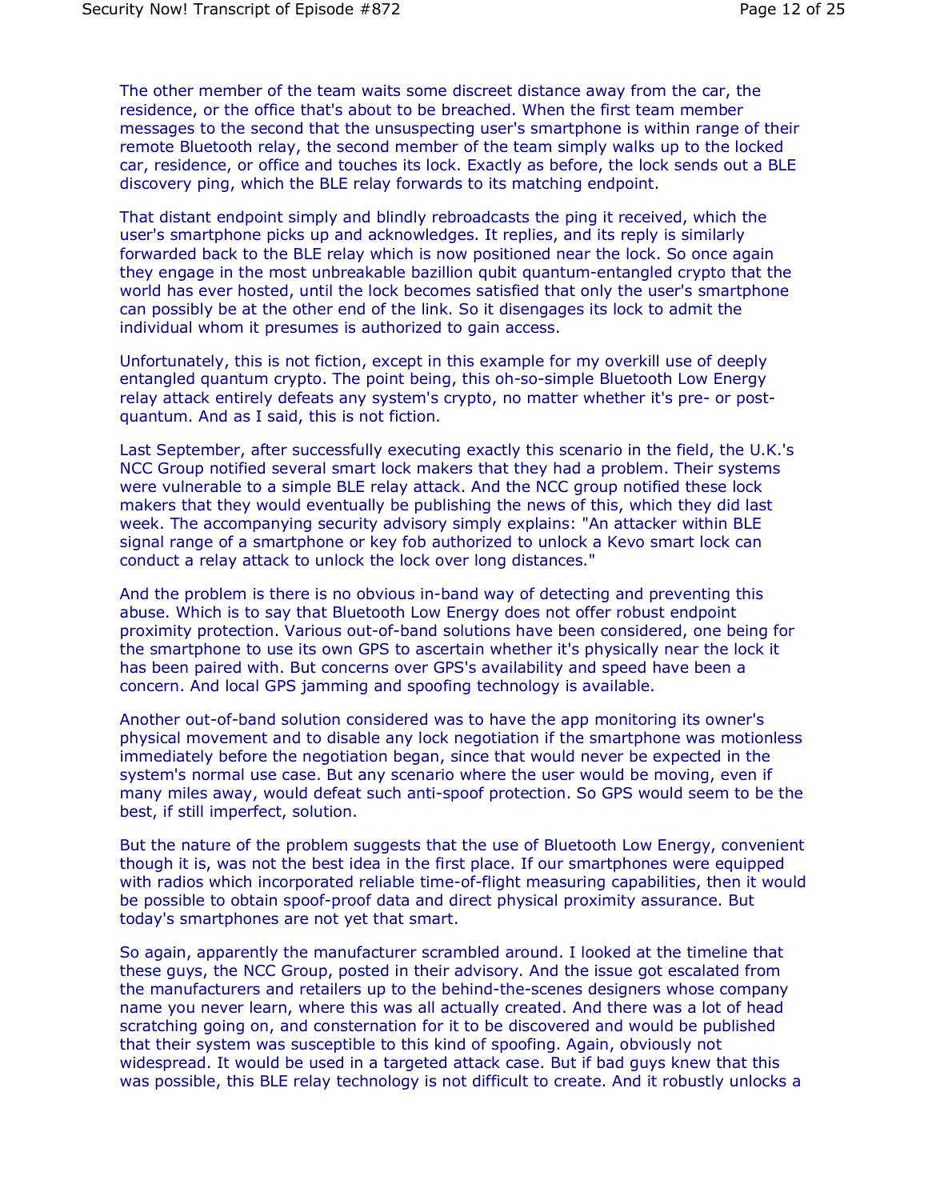The other member of the team waits some discreet distance away from the car, the residence, or the office that's about to be breached. When the first team member messages to the second that the unsuspecting user's smartphone is within range of their remote Bluetooth relay, the second member of the team simply walks up to the locked car, residence, or office and touches its lock. Exactly as before, the lock sends out a BLE discovery ping, which the BLE relay forwards to its matching endpoint.

That distant endpoint simply and blindly rebroadcasts the ping it received, which the user's smartphone picks up and acknowledges. It replies, and its reply is similarly forwarded back to the BLE relay which is now positioned near the lock. So once again they engage in the most unbreakable bazillion qubit quantum-entangled crypto that the world has ever hosted, until the lock becomes satisfied that only the user's smartphone can possibly be at the other end of the link. So it disengages its lock to admit the individual whom it presumes is authorized to gain access.

Unfortunately, this is not fiction, except in this example for my overkill use of deeply entangled quantum crypto. The point being, this oh-so-simple Bluetooth Low Energy relay attack entirely defeats any system's crypto, no matter whether it's pre- or post-quantum. And as I said, this is not fiction.

Last September, after successfully executing exactly this scenario in the field, the U.K.'s NCC Group notified several smart lock makers that they had a problem. Their systems were vulnerable to a simple BLE relay attack. And the NCC group notified these lock makers that they would eventually be publishing the news of this, which they did last week. The accompanying security advisory simply explains: "An attacker within BLE signal range of a smartphone or key fob authorized to unlock a Kevo smart lock can conduct a relay attack to unlock the lock over long distances."

And the problem is there is no obvious in-band way of detecting and preventing this abuse. Which is to say that Bluetooth Low Energy does not offer robust endpoint proximity protection. Various out-of-band solutions have been considered, one being for the smartphone to use its own GPS to ascertain whether it's physically near the lock it has been paired with. But concerns over GPS's availability and speed have been a concern. And local GPS jamming and spoofing technology is available.

Another out-of-band solution considered was to have the app monitoring its owner's physical movement and to disable any lock negotiation if the smartphone was motionless immediately before the negotiation began, since that would never be expected in the system's normal use case. But any scenario where the user would be moving, even if many miles away, would defeat such anti-spoof protection. So GPS would seem to be the best, if still imperfect, solution.

But the nature of the problem suggests that the use of Bluetooth Low Energy, convenient though it is, was not the best idea in the first place. If our smartphones were equipped with radios which incorporated reliable time-of-flight measuring capabilities, then it would be possible to obtain spoof-proof data and direct physical proximity assurance. But today's smartphones are not yet that smart.

So again, apparently the manufacturer scrambled around. I looked at the timeline that these guys, the NCC Group, posted in their advisory. And the issue got escalated from the manufacturers and retailers up to the behind-the-scenes designers whose company name you never learn, where this was all actually created. And there was a lot of head scratching going on, and consternation for it to be discovered and would be published that their system was susceptible to this kind of spoofing. Again, obviously not widespread. It would be used in a targeted attack case. But if bad guys knew that this was possible, this BLE relay technology is not difficult to create. And it robustly unlocks a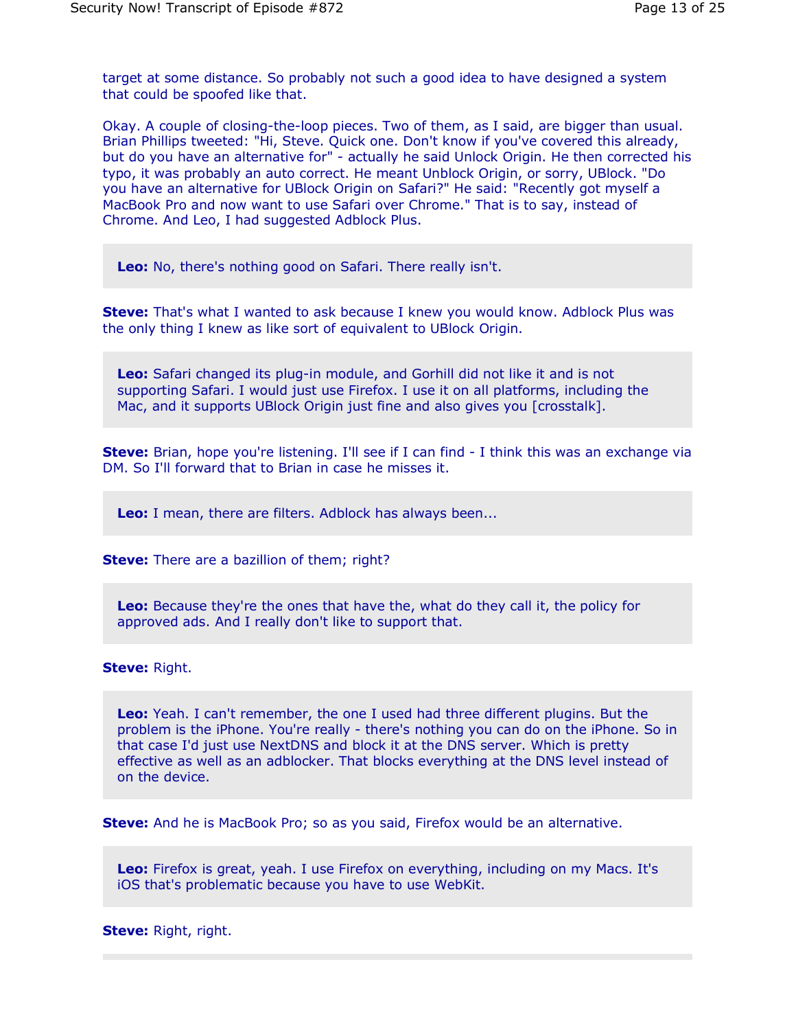target at some distance. So probably not such a good idea to have designed a system that could be spoofed like that.

Okay. A couple of closing-the-loop pieces. Two of them, as I said, are bigger than usual. Brian Phillips tweeted: "Hi, Steve. Quick one. Don't know if you've covered this already, but do you have an alternative for" - actually he said Unlock Origin. He then corrected his typo, it was probably an auto correct. He meant Unblock Origin, or sorry, UBlock. "Do you have an alternative for UBlock Origin on Safari?" He said: "Recently got myself a MacBook Pro and now want to use Safari over Chrome." That is to say, instead of Chrome. And Leo, I had suggested Adblock Plus.

**Leo:** No, there's nothing good on Safari. There really isn't.

**Steve:** That's what I wanted to ask because I knew you would know. Adblock Plus was the only thing I knew as like sort of equivalent to UBlock Origin.

**Leo:** Safari changed its plug-in module, and Gorhill did not like it and is not supporting Safari. I would just use Firefox. I use it on all platforms, including the Mac, and it supports UBlock Origin just fine and also gives you [crosstalk].

**Steve:** Brian, hope you're listening. I'll see if I can find - I think this was an exchange via DM. So I'll forward that to Brian in case he misses it.

**Leo:** I mean, there are filters. Adblock has always been...

**Steve:** There are a bazillion of them; right?

**Leo:** Because they're the ones that have the, what do they call it, the policy for approved ads. And I really don't like to support that.

**Steve:** Right.

**Leo:** Yeah. I can't remember, the one I used had three different plugins. But the problem is the iPhone. You're really - there's nothing you can do on the iPhone. So in that case I'd just use NextDNS and block it at the DNS server. Which is pretty effective as well as an adblocker. That blocks everything at the DNS level instead of on the device.

**Steve:** And he is MacBook Pro; so as you said, Firefox would be an alternative.

**Leo:** Firefox is great, yeah. I use Firefox on everything, including on my Macs. It's iOS that's problematic because you have to use WebKit.

**Steve:** Right, right.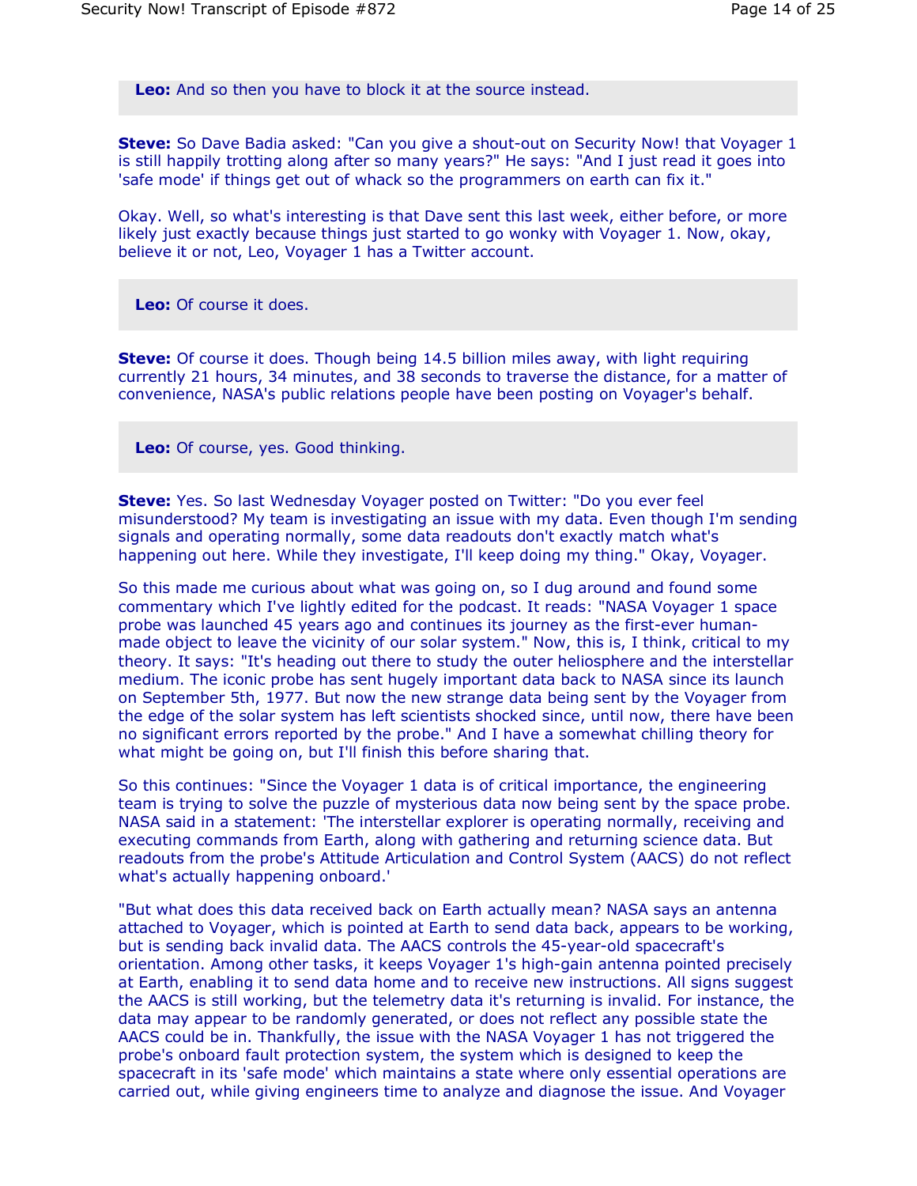**Leo:** And so then you have to block it at the source instead.

**Steve:** So Dave Badia asked: "Can you give a shout-out on Security Now! that Voyager 1 is still happily trotting along after so many years?" He says: "And I just read it goes into 'safe mode' if things get out of whack so the programmers on earth can fix it."

Okay. Well, so what's interesting is that Dave sent this last week, either before, or more likely just exactly because things just started to go wonky with Voyager 1. Now, okay, believe it or not, Leo, Voyager 1 has a Twitter account.

**Leo:** Of course it does.

**Steve:** Of course it does. Though being 14.5 billion miles away, with light requiring currently 21 hours, 34 minutes, and 38 seconds to traverse the distance, for a matter of convenience, NASA's public relations people have been posting on Voyager's behalf.

**Leo:** Of course, yes. Good thinking.

**Steve:** Yes. So last Wednesday Voyager posted on Twitter: "Do you ever feel misunderstood? My team is investigating an issue with my data. Even though I'm sending signals and operating normally, some data readouts don't exactly match what's happening out here. While they investigate, I'll keep doing my thing." Okay, Voyager.

So this made me curious about what was going on, so I dug around and found some commentary which I've lightly edited for the podcast. It reads: "NASA Voyager 1 space probe was launched 45 years ago and continues its journey as the first-ever human-made object to leave the vicinity of our solar system." Now, this is, I think, critical to my theory. It says: "It's heading out there to study the outer heliosphere and the interstellar medium. The iconic probe has sent hugely important data back to NASA since its launch on September 5th, 1977. But now the new strange data being sent by the Voyager from the edge of the solar system has left scientists shocked since, until now, there have been no significant errors reported by the probe." And I have a somewhat chilling theory for what might be going on, but I'll finish this before sharing that.

So this continues: "Since the Voyager 1 data is of critical importance, the engineering team is trying to solve the puzzle of mysterious data now being sent by the space probe. NASA said in a statement: 'The interstellar explorer is operating normally, receiving and executing commands from Earth, along with gathering and returning science data. But readouts from the probe's Attitude Articulation and Control System (AACS) do not reflect what's actually happening onboard.'

"But what does this data received back on Earth actually mean? NASA says an antenna attached to Voyager, which is pointed at Earth to send data back, appears to be working, but is sending back invalid data. The AACS controls the 45-year-old spacecraft's orientation. Among other tasks, it keeps Voyager 1's high-gain antenna pointed precisely at Earth, enabling it to send data home and to receive new instructions. All signs suggest the AACS is still working, but the telemetry data it's returning is invalid. For instance, the data may appear to be randomly generated, or does not reflect any possible state the AACS could be in. Thankfully, the issue with the NASA Voyager 1 has not triggered the probe's onboard fault protection system, the system which is designed to keep the spacecraft in its 'safe mode' which maintains a state where only essential operations are carried out, while giving engineers time to analyze and diagnose the issue. And Voyager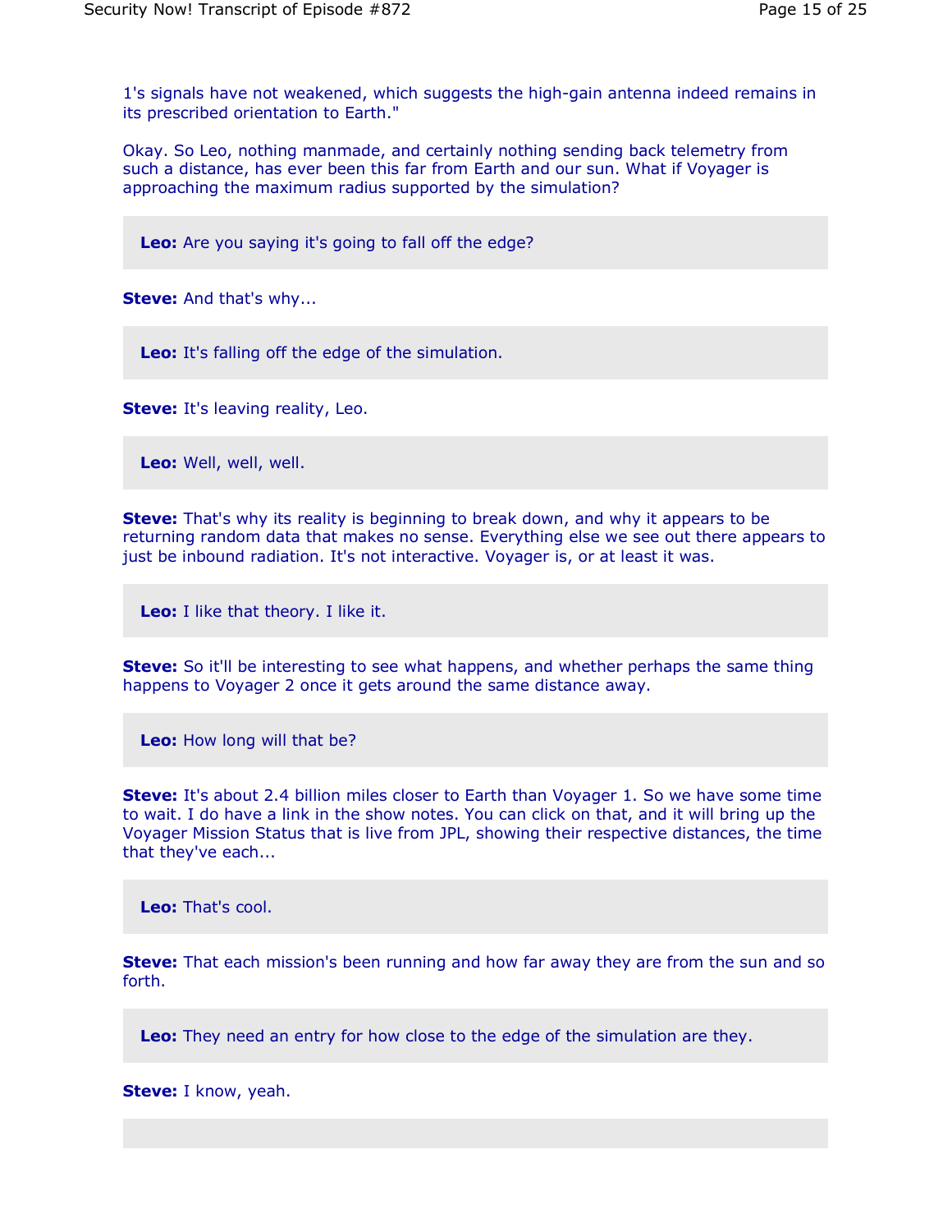1's signals have not weakened, which suggests the high-gain antenna indeed remains in its prescribed orientation to Earth."

Okay. So Leo, nothing manmade, and certainly nothing sending back telemetry from such a distance, has ever been this far from Earth and our sun. What if Voyager is approaching the maximum radius supported by the simulation?

**Leo:** Are you saying it's going to fall off the edge?

**Steve:** And that's why...

**Leo:** It's falling off the edge of the simulation.

**Steve:** It's leaving reality, Leo.

**Leo:** Well, well, well.

**Steve:** That's why its reality is beginning to break down, and why it appears to be returning random data that makes no sense. Everything else we see out there appears to just be inbound radiation. It's not interactive. Voyager is, or at least it was.

**Leo:** I like that theory. I like it.

**Steve:** So it'll be interesting to see what happens, and whether perhaps the same thing happens to Voyager 2 once it gets around the same distance away.

**Leo:** How long will that be?

**Steve:** It's about 2.4 billion miles closer to Earth than Voyager 1. So we have some time to wait. I do have a link in the show notes. You can click on that, and it will bring up the Voyager Mission Status that is live from JPL, showing their respective distances, the time that they've each...

**Leo:** That's cool.

**Steve:** That each mission's been running and how far away they are from the sun and so forth.

**Leo:** They need an entry for how close to the edge of the simulation are they.

**Steve:** I know, yeah.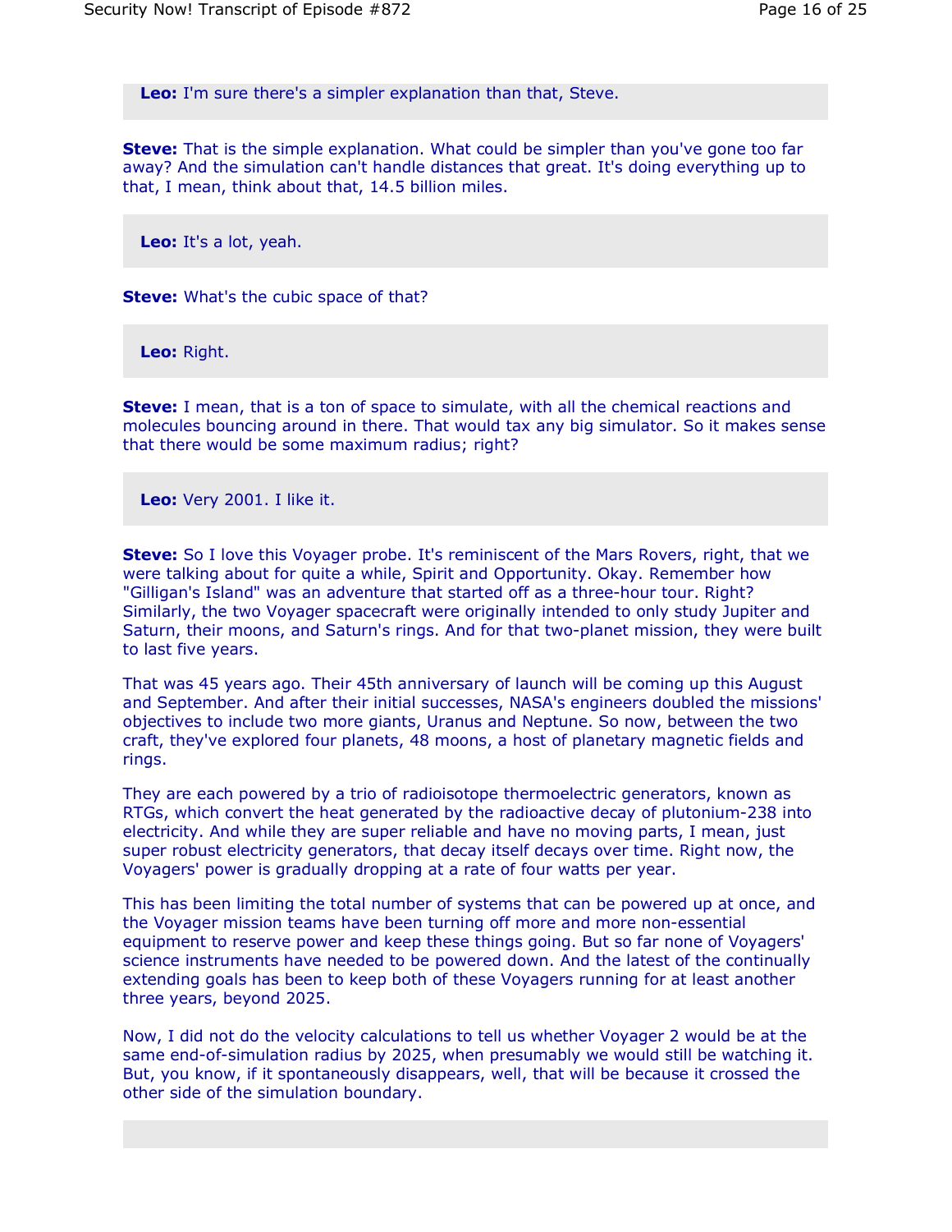**Leo:** I'm sure there's a simpler explanation than that, Steve.

**Steve:** That is the simple explanation. What could be simpler than you've gone too far away? And the simulation can't handle distances that great. It's doing everything up to that, I mean, think about that, 14.5 billion miles.

**Leo:** It's a lot, yeah.

**Steve:** What's the cubic space of that?

**Leo:** Right.

**Steve:** I mean, that is a ton of space to simulate, with all the chemical reactions and molecules bouncing around in there. That would tax any big simulator. So it makes sense that there would be some maximum radius; right?

**Leo:** Very 2001. I like it.

**Steve:** So I love this Voyager probe. It's reminiscent of the Mars Rovers, right, that we were talking about for quite a while, Spirit and Opportunity. Okay. Remember how "Gilligan's Island" was an adventure that started off as a three-hour tour. Right? Similarly, the two Voyager spacecraft were originally intended to only study Jupiter and Saturn, their moons, and Saturn's rings. And for that two-planet mission, they were built to last five years.

That was 45 years ago. Their 45th anniversary of launch will be coming up this August and September. And after their initial successes, NASA's engineers doubled the missions' objectives to include two more giants, Uranus and Neptune. So now, between the two craft, they've explored four planets, 48 moons, a host of planetary magnetic fields and rings.

They are each powered by a trio of radioisotope thermoelectric generators, known as RTGs, which convert the heat generated by the radioactive decay of plutonium-238 into electricity. And while they are super reliable and have no moving parts, I mean, just super robust electricity generators, that decay itself decays over time. Right now, the Voyagers' power is gradually dropping at a rate of four watts per year.

This has been limiting the total number of systems that can be powered up at once, and the Voyager mission teams have been turning off more and more non-essential equipment to reserve power and keep these things going. But so far none of Voyagers' science instruments have needed to be powered down. And the latest of the continually extending goals has been to keep both of these Voyagers running for at least another three years, beyond 2025.

Now, I did not do the velocity calculations to tell us whether Voyager 2 would be at the same end-of-simulation radius by 2025, when presumably we would still be watching it. But, you know, if it spontaneously disappears, well, that will be because it crossed the other side of the simulation boundary.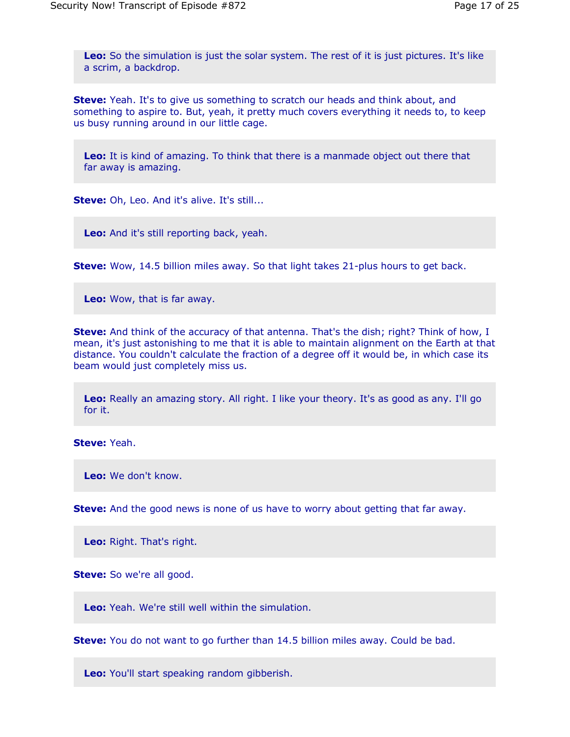**Leo:** So the simulation is just the solar system. The rest of it is just pictures. It's like a scrim, a backdrop.

**Steve:** Yeah. It's to give us something to scratch our heads and think about, and something to aspire to. But, yeah, it pretty much covers everything it needs to, to keep us busy running around in our little cage.

**Leo:** It is kind of amazing. To think that there is a manmade object out there that far away is amazing.

**Steve:** Oh, Leo. And it's alive. It's still...

**Leo:** And it's still reporting back, yeah.

**Steve:** Wow, 14.5 billion miles away. So that light takes 21-plus hours to get back.

**Leo:** Wow, that is far away.

**Steve:** And think of the accuracy of that antenna. That's the dish; right? Think of how, I mean, it's just astonishing to me that it is able to maintain alignment on the Earth at that distance. You couldn't calculate the fraction of a degree off it would be, in which case its beam would just completely miss us.

**Leo:** Really an amazing story. All right. I like your theory. It's as good as any. I'll go for it.

**Steve:** Yeah.

**Leo:** We don't know.

**Steve:** And the good news is none of us have to worry about getting that far away.

**Leo:** Right. That's right.

**Steve:** So we're all good.

**Leo:** Yeah. We're still well within the simulation.

**Steve:** You do not want to go further than 14.5 billion miles away. Could be bad.

**Leo:** You'll start speaking random gibberish.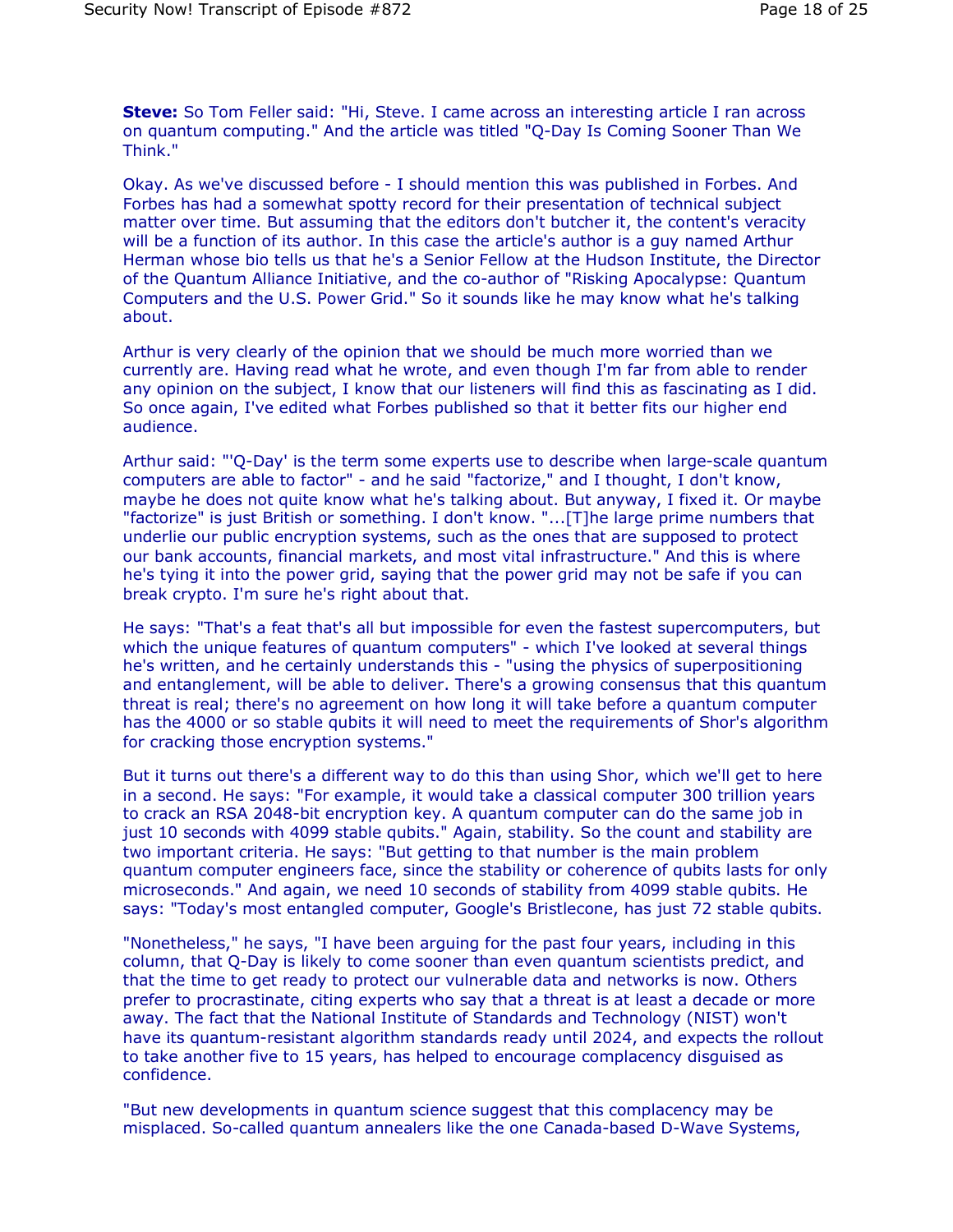**Steve:** So Tom Feller said: "Hi, Steve. I came across an interesting article I ran across on quantum computing." And the article was titled "Q-Day Is Coming Sooner Than We Think."

Okay. As we've discussed before - I should mention this was published in Forbes. And Forbes has had a somewhat spotty record for their presentation of technical subject matter over time. But assuming that the editors don't butcher it, the content's veracity will be a function of its author. In this case the article's author is a guy named Arthur Herman whose bio tells us that he's a Senior Fellow at the Hudson Institute, the Director of the Quantum Alliance Initiative, and the co-author of "Risking Apocalypse: Quantum Computers and the U.S. Power Grid." So it sounds like he may know what he's talking about.

Arthur is very clearly of the opinion that we should be much more worried than we currently are. Having read what he wrote, and even though I'm far from able to render any opinion on the subject, I know that our listeners will find this as fascinating as I did. So once again, I've edited what Forbes published so that it better fits our higher end audience.

Arthur said: "'Q-Day' is the term some experts use to describe when large-scale quantum computers are able to factor" - and he said "factorize," and I thought, I don't know, maybe he does not quite know what he's talking about. But anyway, I fixed it. Or maybe "factorize" is just British or something. I don't know. "...[T]he large prime numbers that underlie our public encryption systems, such as the ones that are supposed to protect our bank accounts, financial markets, and most vital infrastructure." And this is where he's tying it into the power grid, saying that the power grid may not be safe if you can break crypto. I'm sure he's right about that.

He says: "That's a feat that's all but impossible for even the fastest supercomputers, but which the unique features of quantum computers" - which I've looked at several things he's written, and he certainly understands this - "using the physics of superpositioning and entanglement, will be able to deliver. There's a growing consensus that this quantum threat is real; there's no agreement on how long it will take before a quantum computer has the 4000 or so stable qubits it will need to meet the requirements of Shor's algorithm for cracking those encryption systems."

But it turns out there's a different way to do this than using Shor, which we'll get to here in a second. He says: "For example, it would take a classical computer 300 trillion years to crack an RSA 2048-bit encryption key. A quantum computer can do the same job in just 10 seconds with 4099 stable qubits." Again, stability. So the count and stability are two important criteria. He says: "But getting to that number is the main problem quantum computer engineers face, since the stability or coherence of qubits lasts for only microseconds." And again, we need 10 seconds of stability from 4099 stable qubits. He says: "Today's most entangled computer, Google's Bristlecone, has just 72 stable qubits.

"Nonetheless," he says, "I have been arguing for the past four years, including in this column, that Q-Day is likely to come sooner than even quantum scientists predict, and that the time to get ready to protect our vulnerable data and networks is now. Others prefer to procrastinate, citing experts who say that a threat is at least a decade or more away. The fact that the National Institute of Standards and Technology (NIST) won't have its quantum-resistant algorithm standards ready until 2024, and expects the rollout to take another five to 15 years, has helped to encourage complacency disguised as confidence.

"But new developments in quantum science suggest that this complacency may be misplaced. So-called quantum annealers like the one Canada-based D-Wave Systems,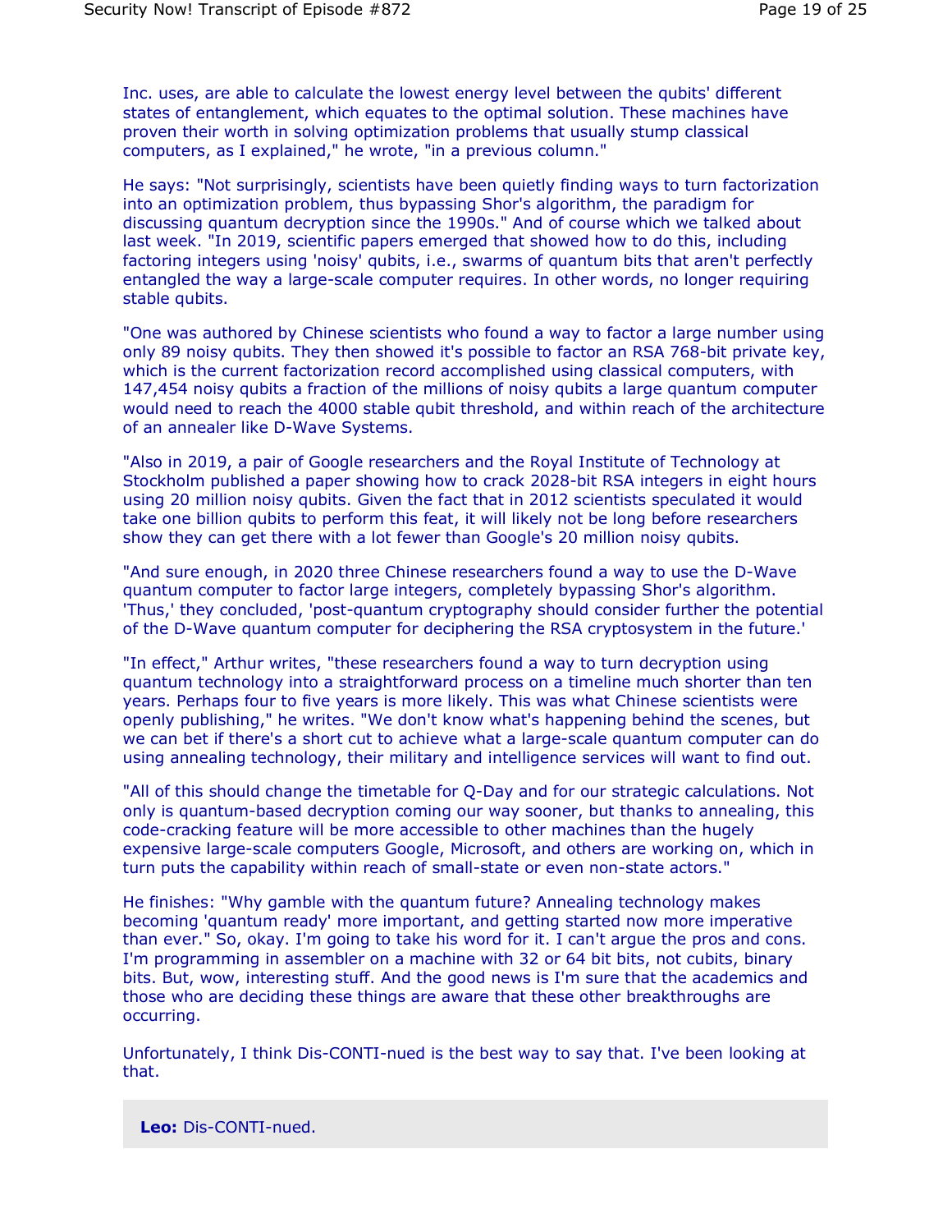Inc. uses, are able to calculate the lowest energy level between the qubits' different states of entanglement, which equates to the optimal solution. These machines have proven their worth in solving optimization problems that usually stump classical computers, as I explained," he wrote, "in a previous column."

He says: "Not surprisingly, scientists have been quietly finding ways to turn factorization into an optimization problem, thus bypassing Shor's algorithm, the paradigm for discussing quantum decryption since the 1990s." And of course which we talked about last week. "In 2019, scientific papers emerged that showed how to do this, including factoring integers using 'noisy' qubits, i.e., swarms of quantum bits that aren't perfectly entangled the way a large-scale computer requires. In other words, no longer requiring stable qubits.

"One was authored by Chinese scientists who found a way to factor a large number using only 89 noisy qubits. They then showed it's possible to factor an RSA 768-bit private key, which is the current factorization record accomplished using classical computers, with 147,454 noisy qubits a fraction of the millions of noisy qubits a large quantum computer would need to reach the 4000 stable qubit threshold, and within reach of the architecture of an annealer like D-Wave Systems.

"Also in 2019, a pair of Google researchers and the Royal Institute of Technology at Stockholm published a paper showing how to crack 2028-bit RSA integers in eight hours using 20 million noisy qubits. Given the fact that in 2012 scientists speculated it would take one billion qubits to perform this feat, it will likely not be long before researchers show they can get there with a lot fewer than Google's 20 million noisy qubits.

"And sure enough, in 2020 three Chinese researchers found a way to use the D-Wave quantum computer to factor large integers, completely bypassing Shor's algorithm. 'Thus,' they concluded, 'post-quantum cryptography should consider further the potential of the D-Wave quantum computer for deciphering the RSA cryptosystem in the future.'

"In effect," Arthur writes, "these researchers found a way to turn decryption using quantum technology into a straightforward process on a timeline much shorter than ten years. Perhaps four to five years is more likely. This was what Chinese scientists were openly publishing," he writes. "We don't know what's happening behind the scenes, but we can bet if there's a short cut to achieve what a large-scale quantum computer can do using annealing technology, their military and intelligence services will want to find out.

"All of this should change the timetable for Q-Day and for our strategic calculations. Not only is quantum-based decryption coming our way sooner, but thanks to annealing, this code-cracking feature will be more accessible to other machines than the hugely expensive large-scale computers Google, Microsoft, and others are working on, which in turn puts the capability within reach of small-state or even non-state actors."

He finishes: "Why gamble with the quantum future? Annealing technology makes becoming 'quantum ready' more important, and getting started now more imperative than ever." So, okay. I'm going to take his word for it. I can't argue the pros and cons. I'm programming in assembler on a machine with 32 or 64 bit bits, not cubits, binary bits. But, wow, interesting stuff. And the good news is I'm sure that the academics and those who are deciding these things are aware that these other breakthroughs are occurring.

Unfortunately, I think Dis-CONTI-nued is the best way to say that. I've been looking at that.

**Leo:** Dis-CONTI-nued.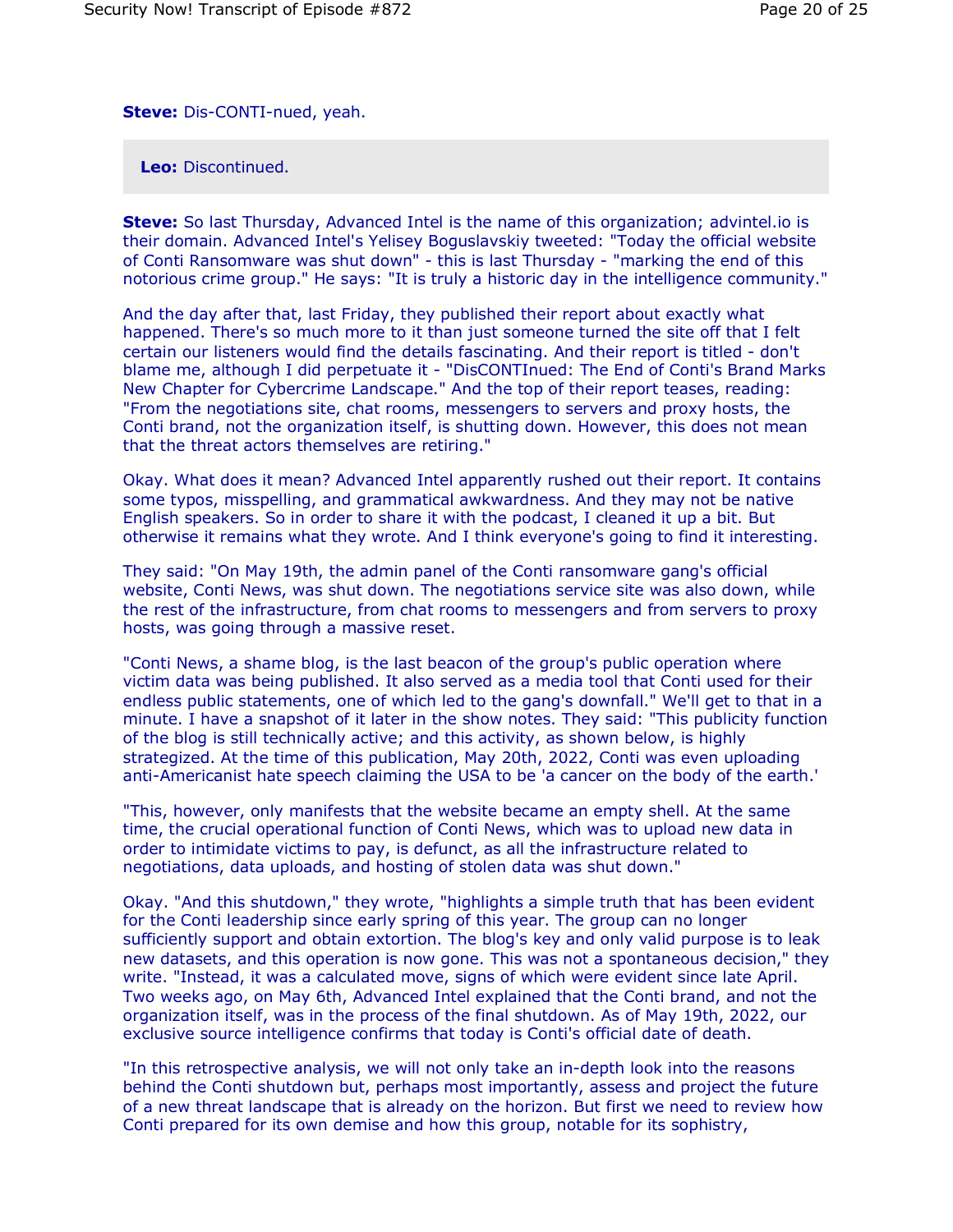**Steve:** Dis-CONTI-nued, yeah.

**Leo:** Discontinued.

**Steve:** So last Thursday, Advanced Intel is the name of this organization; advintel.io is their domain. Advanced Intel's Yelisey Boguslavskiy tweeted: "Today the official website of Conti Ransomware was shut down" - this is last Thursday - "marking the end of this notorious crime group." He says: "It is truly a historic day in the intelligence community."

And the day after that, last Friday, they published their report about exactly what happened. There's so much more to it than just someone turned the site off that I felt certain our listeners would find the details fascinating. And their report is titled - don't blame me, although I did perpetuate it - "DisCONTInued: The End of Conti's Brand Marks New Chapter for Cybercrime Landscape." And the top of their report teases, reading: "From the negotiations site, chat rooms, messengers to servers and proxy hosts, the Conti brand, not the organization itself, is shutting down. However, this does not mean that the threat actors themselves are retiring."

Okay. What does it mean? Advanced Intel apparently rushed out their report. It contains some typos, misspelling, and grammatical awkwardness. And they may not be native English speakers. So in order to share it with the podcast, I cleaned it up a bit. But otherwise it remains what they wrote. And I think everyone's going to find it interesting.

They said: "On May 19th, the admin panel of the Conti ransomware gang's official website, Conti News, was shut down. The negotiations service site was also down, while the rest of the infrastructure, from chat rooms to messengers and from servers to proxy hosts, was going through a massive reset.

"Conti News, a shame blog, is the last beacon of the group's public operation where victim data was being published. It also served as a media tool that Conti used for their endless public statements, one of which led to the gang's downfall." We'll get to that in a minute. I have a snapshot of it later in the show notes. They said: "This publicity function of the blog is still technically active; and this activity, as shown below, is highly strategized. At the time of this publication, May 20th, 2022, Conti was even uploading anti-Americanist hate speech claiming the USA to be 'a cancer on the body of the earth.'

"This, however, only manifests that the website became an empty shell. At the same time, the crucial operational function of Conti News, which was to upload new data in order to intimidate victims to pay, is defunct, as all the infrastructure related to negotiations, data uploads, and hosting of stolen data was shut down."

Okay. "And this shutdown," they wrote, "highlights a simple truth that has been evident for the Conti leadership since early spring of this year. The group can no longer sufficiently support and obtain extortion. The blog's key and only valid purpose is to leak new datasets, and this operation is now gone. This was not a spontaneous decision," they write. "Instead, it was a calculated move, signs of which were evident since late April. Two weeks ago, on May 6th, Advanced Intel explained that the Conti brand, and not the organization itself, was in the process of the final shutdown. As of May 19th, 2022, our exclusive source intelligence confirms that today is Conti's official date of death.

"In this retrospective analysis, we will not only take an in-depth look into the reasons behind the Conti shutdown but, perhaps most importantly, assess and project the future of a new threat landscape that is already on the horizon. But first we need to review how Conti prepared for its own demise and how this group, notable for its sophistry,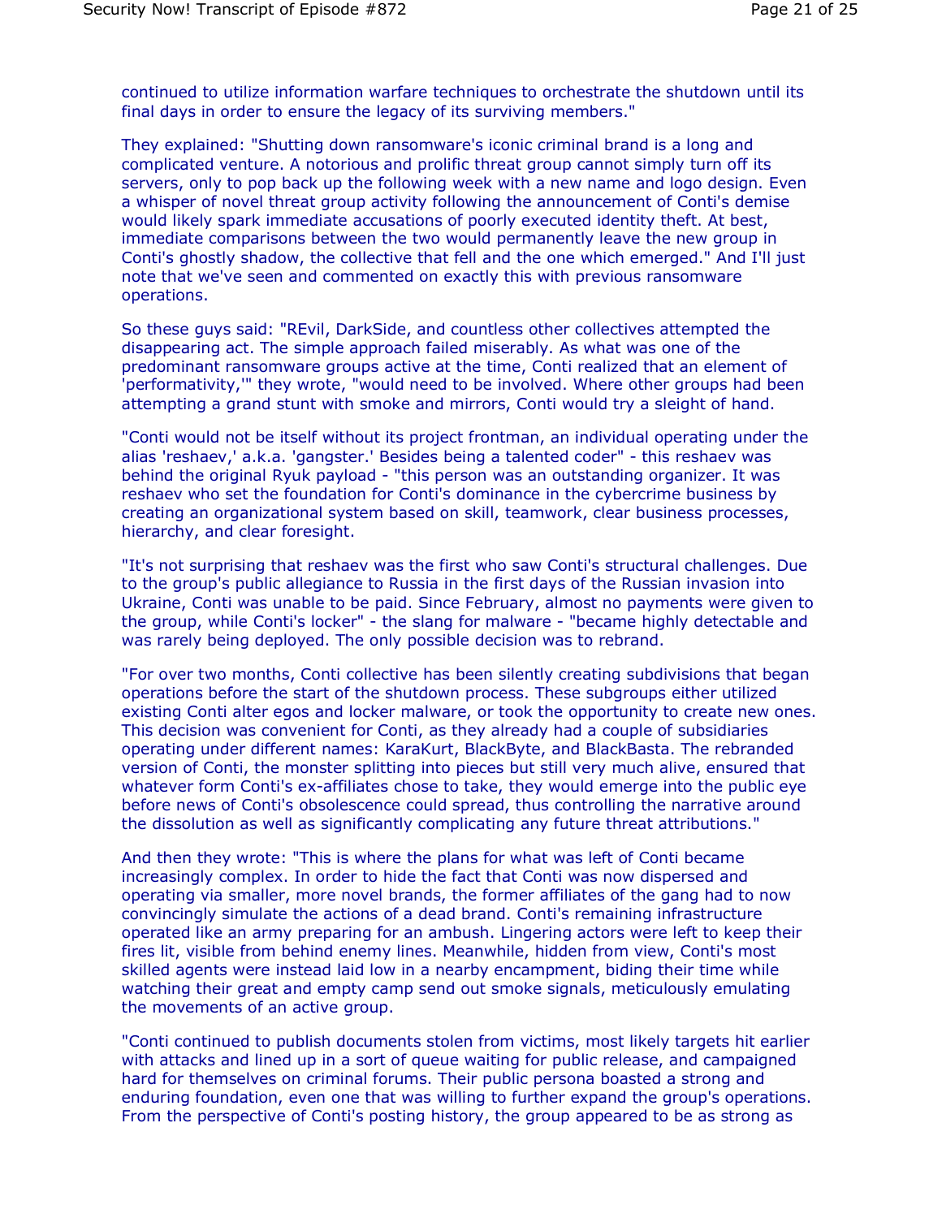continued to utilize information warfare techniques to orchestrate the shutdown until its final days in order to ensure the legacy of its surviving members."

They explained: "Shutting down ransomware's iconic criminal brand is a long and complicated venture. A notorious and prolific threat group cannot simply turn off its servers, only to pop back up the following week with a new name and logo design. Even a whisper of novel threat group activity following the announcement of Conti's demise would likely spark immediate accusations of poorly executed identity theft. At best, immediate comparisons between the two would permanently leave the new group in Conti's ghostly shadow, the collective that fell and the one which emerged." And I'll just note that we've seen and commented on exactly this with previous ransomware operations.

So these guys said: "REvil, DarkSide, and countless other collectives attempted the disappearing act. The simple approach failed miserably. As what was one of the predominant ransomware groups active at the time, Conti realized that an element of 'performativity,'" they wrote, "would need to be involved. Where other groups had been attempting a grand stunt with smoke and mirrors, Conti would try a sleight of hand.

"Conti would not be itself without its project frontman, an individual operating under the alias 'reshaev,' a.k.a. 'gangster.' Besides being a talented coder" - this reshaev was behind the original Ryuk payload - "this person was an outstanding organizer. It was reshaev who set the foundation for Conti's dominance in the cybercrime business by creating an organizational system based on skill, teamwork, clear business processes, hierarchy, and clear foresight.

"It's not surprising that reshaev was the first who saw Conti's structural challenges. Due to the group's public allegiance to Russia in the first days of the Russian invasion into Ukraine, Conti was unable to be paid. Since February, almost no payments were given to the group, while Conti's locker" - the slang for malware - "became highly detectable and was rarely being deployed. The only possible decision was to rebrand.

"For over two months, Conti collective has been silently creating subdivisions that began operations before the start of the shutdown process. These subgroups either utilized existing Conti alter egos and locker malware, or took the opportunity to create new ones. This decision was convenient for Conti, as they already had a couple of subsidiaries operating under different names: KaraKurt, BlackByte, and BlackBasta. The rebranded version of Conti, the monster splitting into pieces but still very much alive, ensured that whatever form Conti's ex-affiliates chose to take, they would emerge into the public eye before news of Conti's obsolescence could spread, thus controlling the narrative around the dissolution as well as significantly complicating any future threat attributions."

And then they wrote: "This is where the plans for what was left of Conti became increasingly complex. In order to hide the fact that Conti was now dispersed and operating via smaller, more novel brands, the former affiliates of the gang had to now convincingly simulate the actions of a dead brand. Conti's remaining infrastructure operated like an army preparing for an ambush. Lingering actors were left to keep their fires lit, visible from behind enemy lines. Meanwhile, hidden from view, Conti's most skilled agents were instead laid low in a nearby encampment, biding their time while watching their great and empty camp send out smoke signals, meticulously emulating the movements of an active group.

"Conti continued to publish documents stolen from victims, most likely targets hit earlier with attacks and lined up in a sort of queue waiting for public release, and campaigned hard for themselves on criminal forums. Their public persona boasted a strong and enduring foundation, even one that was willing to further expand the group's operations. From the perspective of Conti's posting history, the group appeared to be as strong as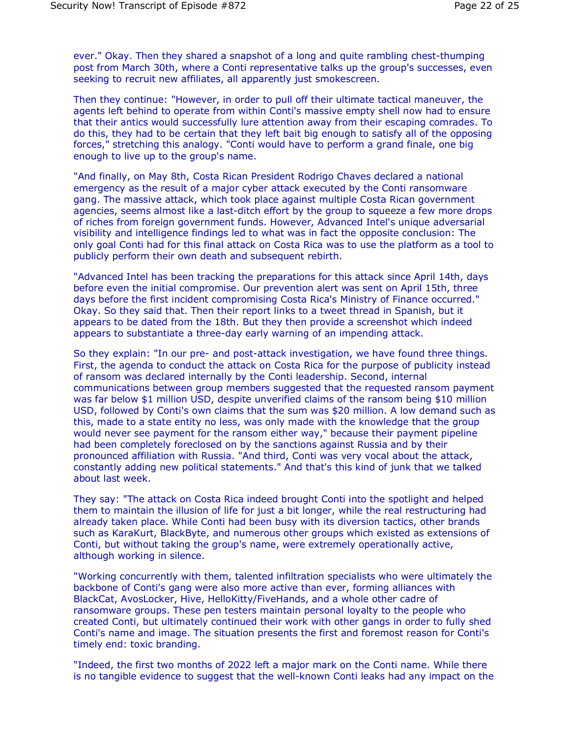ever." Okay. Then they shared a snapshot of a long and quite rambling chest-thumping post from March 30th, where a Conti representative talks up the group's successes, even seeking to recruit new affiliates, all apparently just smokescreen.

Then they continue: "However, in order to pull off their ultimate tactical maneuver, the agents left behind to operate from within Conti's massive empty shell now had to ensure that their antics would successfully lure attention away from their escaping comrades. To do this, they had to be certain that they left bait big enough to satisfy all of the opposing forces," stretching this analogy. "Conti would have to perform a grand finale, one big enough to live up to the group's name.

"And finally, on May 8th, Costa Rican President Rodrigo Chaves declared a national emergency as the result of a major cyber attack executed by the Conti ransomware gang. The massive attack, which took place against multiple Costa Rican government agencies, seems almost like a last-ditch effort by the group to squeeze a few more drops of riches from foreign government funds. However, Advanced Intel's unique adversarial visibility and intelligence findings led to what was in fact the opposite conclusion: The only goal Conti had for this final attack on Costa Rica was to use the platform as a tool to publicly perform their own death and subsequent rebirth.

"Advanced Intel has been tracking the preparations for this attack since April 14th, days before even the initial compromise. Our prevention alert was sent on April 15th, three days before the first incident compromising Costa Rica's Ministry of Finance occurred." Okay. So they said that. Then their report links to a tweet thread in Spanish, but it appears to be dated from the 18th. But they then provide a screenshot which indeed appears to substantiate a three-day early warning of an impending attack.

So they explain: "In our pre- and post-attack investigation, we have found three things. First, the agenda to conduct the attack on Costa Rica for the purpose of publicity instead of ransom was declared internally by the Conti leadership. Second, internal communications between group members suggested that the requested ransom payment was far below $1 million USD, despite unverified claims of the ransom being $10 million USD, followed by Conti's own claims that the sum was $20 million. A low demand such as this, made to a state entity no less, was only made with the knowledge that the group would never see payment for the ransom either way," because their payment pipeline had been completely foreclosed on by the sanctions against Russia and by their pronounced affiliation with Russia. "And third, Conti was very vocal about the attack, constantly adding new political statements." And that's this kind of junk that we talked about last week.

They say: "The attack on Costa Rica indeed brought Conti into the spotlight and helped them to maintain the illusion of life for just a bit longer, while the real restructuring had already taken place. While Conti had been busy with its diversion tactics, other brands such as KaraKurt, BlackByte, and numerous other groups which existed as extensions of Conti, but without taking the group's name, were extremely operationally active, although working in silence.

"Working concurrently with them, talented infiltration specialists who were ultimately the backbone of Conti's gang were also more active than ever, forming alliances with BlackCat, AvosLocker, Hive, HelloKitty/FiveHands, and a whole other cadre of ransomware groups. These pen testers maintain personal loyalty to the people who created Conti, but ultimately continued their work with other gangs in order to fully shed Conti's name and image. The situation presents the first and foremost reason for Conti's timely end: toxic branding.

"Indeed, the first two months of 2022 left a major mark on the Conti name. While there is no tangible evidence to suggest that the well-known Conti leaks had any impact on the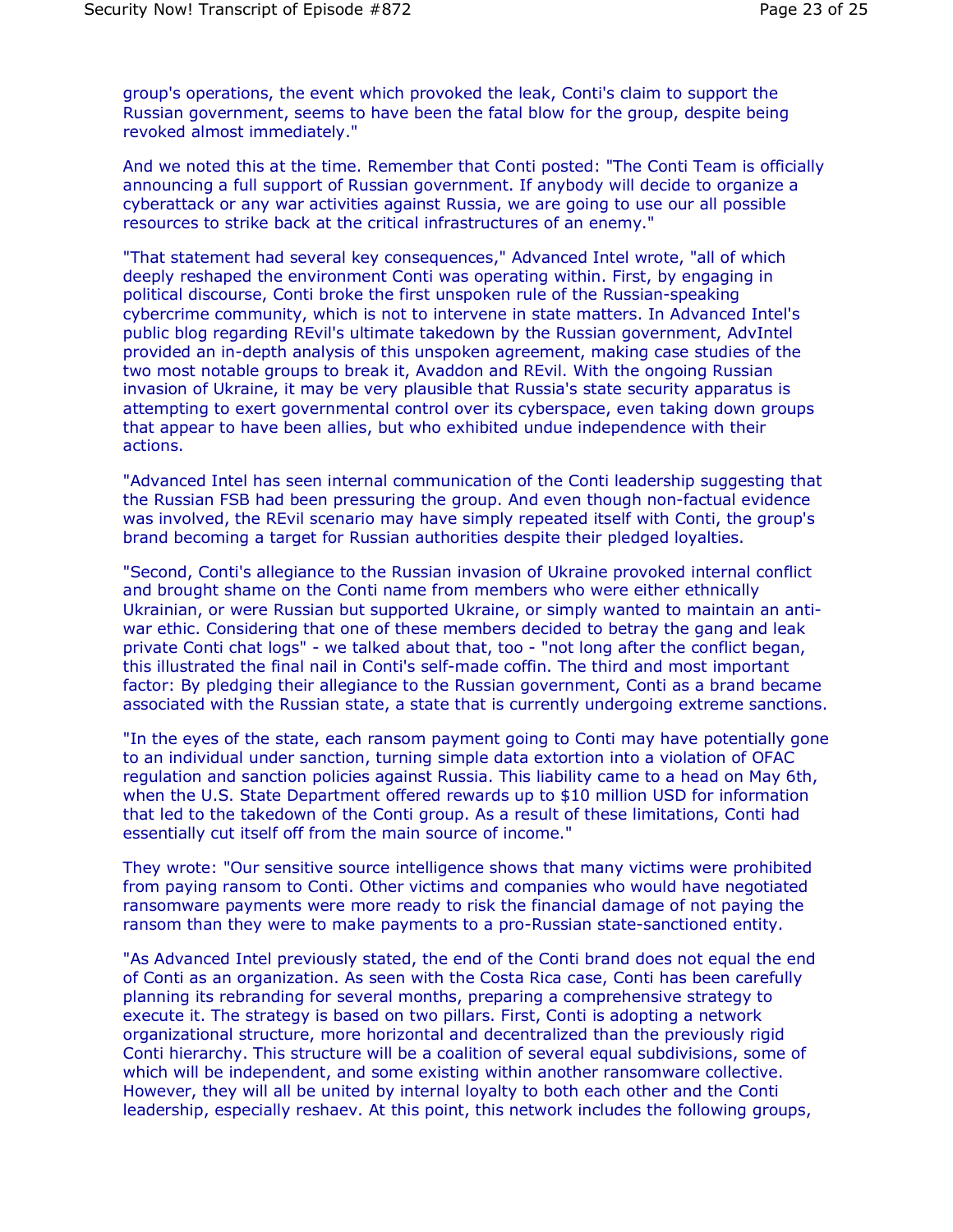group's operations, the event which provoked the leak, Conti's claim to support the Russian government, seems to have been the fatal blow for the group, despite being revoked almost immediately."

And we noted this at the time. Remember that Conti posted: "The Conti Team is officially announcing a full support of Russian government. If anybody will decide to organize a cyberattack or any war activities against Russia, we are going to use our all possible resources to strike back at the critical infrastructures of an enemy."

"That statement had several key consequences," Advanced Intel wrote, "all of which deeply reshaped the environment Conti was operating within. First, by engaging in political discourse, Conti broke the first unspoken rule of the Russian-speaking cybercrime community, which is not to intervene in state matters. In Advanced Intel's public blog regarding REvil's ultimate takedown by the Russian government, AdvIntel provided an in-depth analysis of this unspoken agreement, making case studies of the two most notable groups to break it, Avaddon and REvil. With the ongoing Russian invasion of Ukraine, it may be very plausible that Russia's state security apparatus is attempting to exert governmental control over its cyberspace, even taking down groups that appear to have been allies, but who exhibited undue independence with their actions.

"Advanced Intel has seen internal communication of the Conti leadership suggesting that the Russian FSB had been pressuring the group. And even though non-factual evidence was involved, the REvil scenario may have simply repeated itself with Conti, the group's brand becoming a target for Russian authorities despite their pledged loyalties.

"Second, Conti's allegiance to the Russian invasion of Ukraine provoked internal conflict and brought shame on the Conti name from members who were either ethnically Ukrainian, or were Russian but supported Ukraine, or simply wanted to maintain an anti-war ethic. Considering that one of these members decided to betray the gang and leak private Conti chat logs" - we talked about that, too - "not long after the conflict began, this illustrated the final nail in Conti's self-made coffin. The third and most important factor: By pledging their allegiance to the Russian government, Conti as a brand became associated with the Russian state, a state that is currently undergoing extreme sanctions.

"In the eyes of the state, each ransom payment going to Conti may have potentially gone to an individual under sanction, turning simple data extortion into a violation of OFAC regulation and sanction policies against Russia. This liability came to a head on May 6th, when the U.S. State Department offered rewards up to $10 million USD for information that led to the takedown of the Conti group. As a result of these limitations, Conti had essentially cut itself off from the main source of income."

They wrote: "Our sensitive source intelligence shows that many victims were prohibited from paying ransom to Conti. Other victims and companies who would have negotiated ransomware payments were more ready to risk the financial damage of not paying the ransom than they were to make payments to a pro-Russian state-sanctioned entity.

"As Advanced Intel previously stated, the end of the Conti brand does not equal the end of Conti as an organization. As seen with the Costa Rica case, Conti has been carefully planning its rebranding for several months, preparing a comprehensive strategy to execute it. The strategy is based on two pillars. First, Conti is adopting a network organizational structure, more horizontal and decentralized than the previously rigid Conti hierarchy. This structure will be a coalition of several equal subdivisions, some of which will be independent, and some existing within another ransomware collective. However, they will all be united by internal loyalty to both each other and the Conti leadership, especially reshaev. At this point, this network includes the following groups,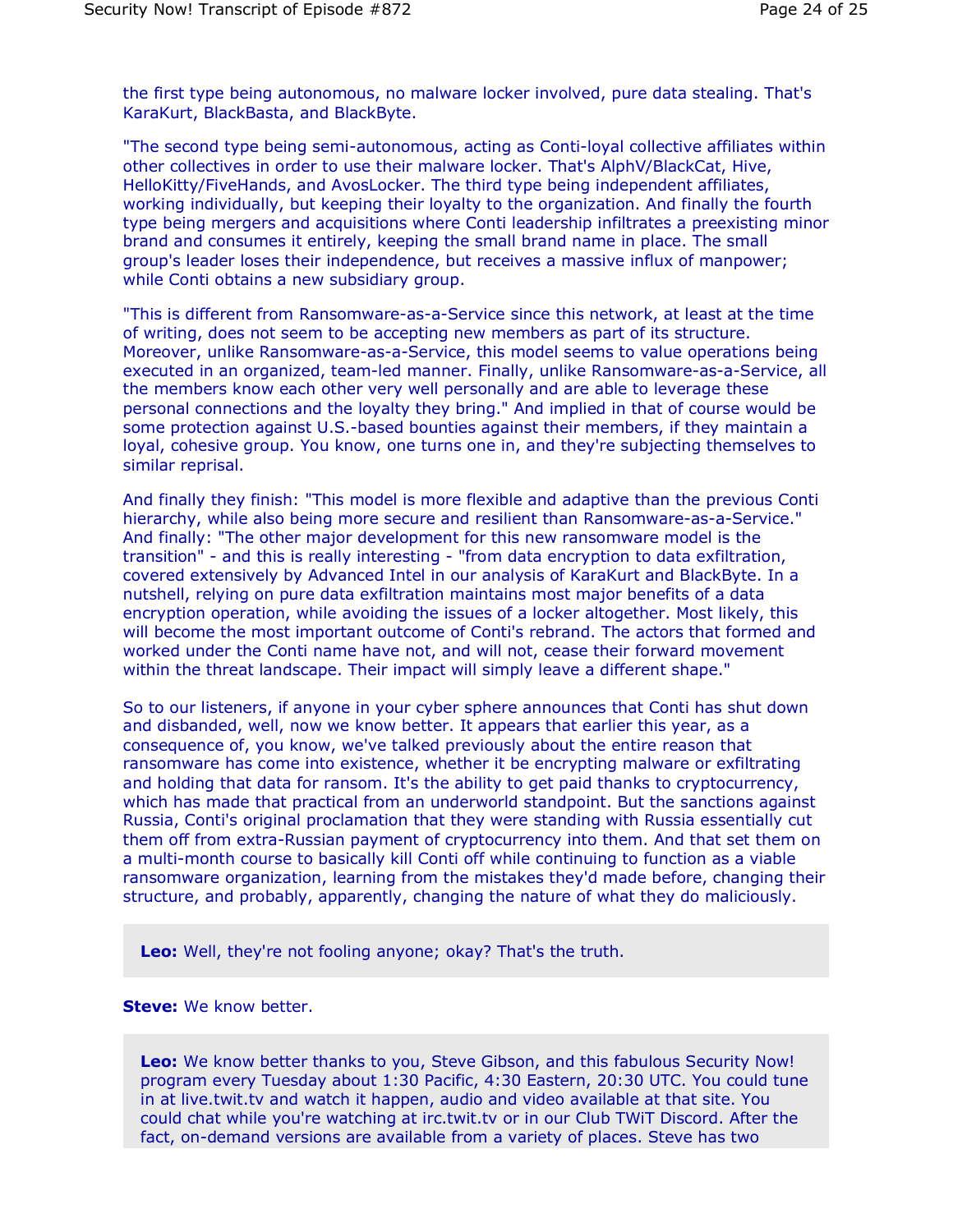the first type being autonomous, no malware locker involved, pure data stealing. That's KaraKurt, BlackBasta, and BlackByte.

"The second type being semi-autonomous, acting as Conti-loyal collective affiliates within other collectives in order to use their malware locker. That's AlphV/BlackCat, Hive, HelloKitty/FiveHands, and AvosLocker. The third type being independent affiliates, working individually, but keeping their loyalty to the organization. And finally the fourth type being mergers and acquisitions where Conti leadership infiltrates a preexisting minor brand and consumes it entirely, keeping the small brand name in place. The small group's leader loses their independence, but receives a massive influx of manpower; while Conti obtains a new subsidiary group.

"This is different from Ransomware-as-a-Service since this network, at least at the time of writing, does not seem to be accepting new members as part of its structure. Moreover, unlike Ransomware-as-a-Service, this model seems to value operations being executed in an organized, team-led manner. Finally, unlike Ransomware-as-a-Service, all the members know each other very well personally and are able to leverage these personal connections and the loyalty they bring." And implied in that of course would be some protection against U.S.-based bounties against their members, if they maintain a loyal, cohesive group. You know, one turns one in, and they're subjecting themselves to similar reprisal.

And finally they finish: "This model is more flexible and adaptive than the previous Conti hierarchy, while also being more secure and resilient than Ransomware-as-a-Service." And finally: "The other major development for this new ransomware model is the transition" - and this is really interesting - "from data encryption to data exfiltration, covered extensively by Advanced Intel in our analysis of KaraKurt and BlackByte. In a nutshell, relying on pure data exfiltration maintains most major benefits of a data encryption operation, while avoiding the issues of a locker altogether. Most likely, this will become the most important outcome of Conti's rebrand. The actors that formed and worked under the Conti name have not, and will not, cease their forward movement within the threat landscape. Their impact will simply leave a different shape."

So to our listeners, if anyone in your cyber sphere announces that Conti has shut down and disbanded, well, now we know better. It appears that earlier this year, as a consequence of, you know, we've talked previously about the entire reason that ransomware has come into existence, whether it be encrypting malware or exfiltrating and holding that data for ransom. It's the ability to get paid thanks to cryptocurrency, which has made that practical from an underworld standpoint. But the sanctions against Russia, Conti's original proclamation that they were standing with Russia essentially cut them off from extra-Russian payment of cryptocurrency into them. And that set them on a multi-month course to basically kill Conti off while continuing to function as a viable ransomware organization, learning from the mistakes they'd made before, changing their structure, and probably, apparently, changing the nature of what they do maliciously.

**Leo:** Well, they're not fooling anyone; okay? That's the truth.

**Steve:** We know better.

**Leo:** We know better thanks to you, Steve Gibson, and this fabulous Security Now! program every Tuesday about 1:30 Pacific, 4:30 Eastern, 20:30 UTC. You could tune in at live.twit.tv and watch it happen, audio and video available at that site. You could chat while you're watching at irc.twit.tv or in our Club TWiT Discord. After the fact, on-demand versions are available from a variety of places. Steve has two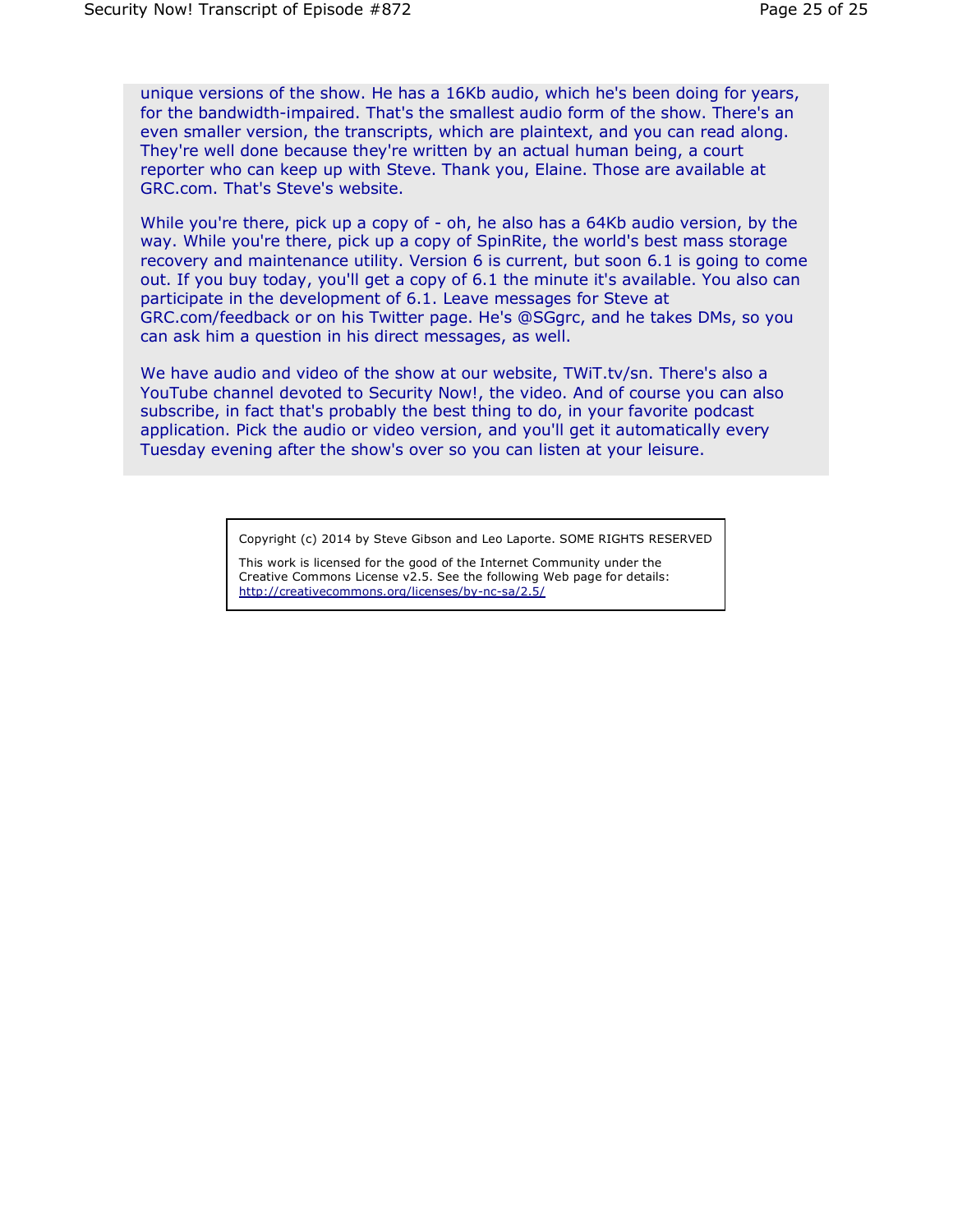unique versions of the show. He has a 16Kb audio, which he's been doing for years, for the bandwidth-impaired. That's the smallest audio form of the show. There's an even smaller version, the transcripts, which are plaintext, and you can read along. They're well done because they're written by an actual human being, a court reporter who can keep up with Steve. Thank you, Elaine. Those are available at GRC.com. That's Steve's website.

While you're there, pick up a copy of - oh, he also has a 64Kb audio version, by the way. While you're there, pick up a copy of SpinRite, the world's best mass storage recovery and maintenance utility. Version 6 is current, but soon 6.1 is going to come out. If you buy today, you'll get a copy of 6.1 the minute it's available. You also can participate in the development of 6.1. Leave messages for Steve at GRC.com/feedback or on his Twitter page. He's @SGgrc, and he takes DMs, so you can ask him a question in his direct messages, as well.

We have audio and video of the show at our website, TWiT.tv/sn. There's also a YouTube channel devoted to Security Now!, the video. And of course you can also subscribe, in fact that's probably the best thing to do, in your favorite podcast application. Pick the audio or video version, and you'll get it automatically every Tuesday evening after the show's over so you can listen at your leisure.

Copyright (c) 2014 by Steve Gibson and Leo Laporte. SOME RIGHTS RESERVED

This work is licensed for the good of the Internet Community under the Creative Commons License v2.5. See the following Web page for details: http://creativecommons.org/licenses/by-nc-sa/2.5/